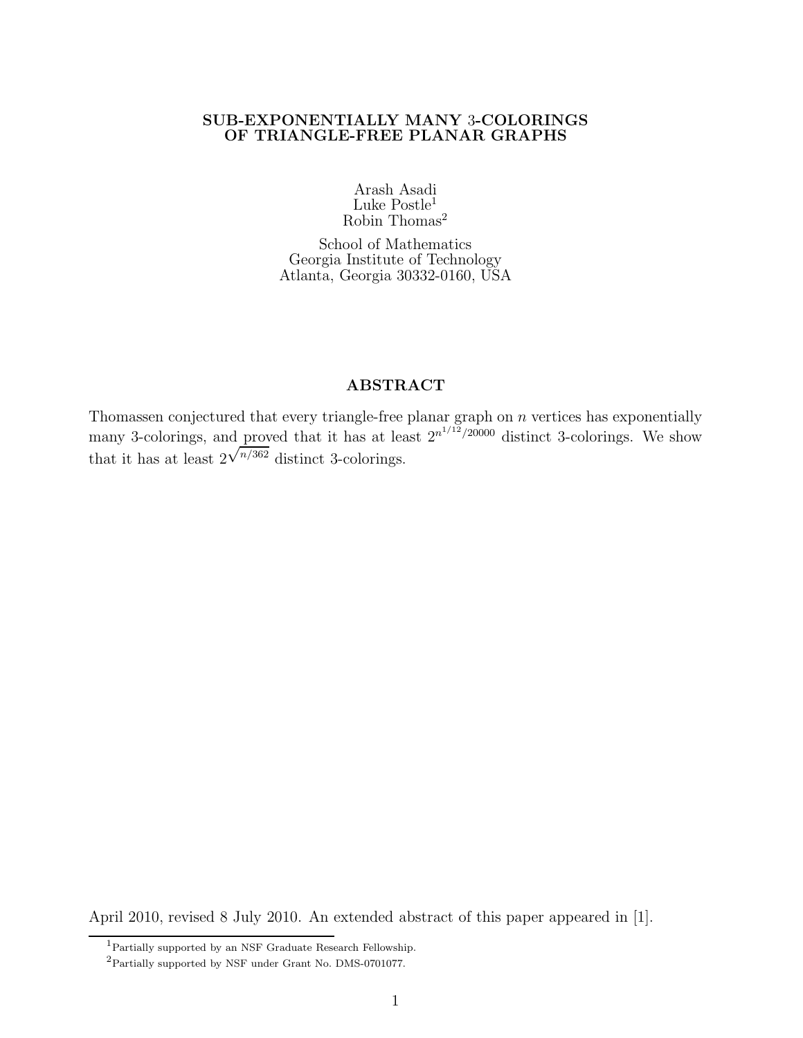# SUB-EXPONENTIALLY MANY 3-COLORINGS OF TRIANGLE-FREE PLANAR GRAPHS

Arash Asadi
Luke Postle[1]
Robin Thomas[2]

School of Mathematics
Georgia Institute of Technology
Atlanta, Georgia 30332-0160, USA

## ABSTRACT

Thomassen conjectured that every triangle-free planar graph on $n$ vertices has exponentially many 3-colorings, and proved that it has at least $2^{n^{1/12}/20000}$ distinct 3-colorings. We show that it has at least $2^{\sqrt{n/362}}$ distinct 3-colorings.

April 2010, revised 8 July 2010. An extended abstract of this paper appeared in [1].

[1] Partially supported by an NSF Graduate Research Fellowship.

[2] Partially supported by NSF under Grant No. DMS-0701077.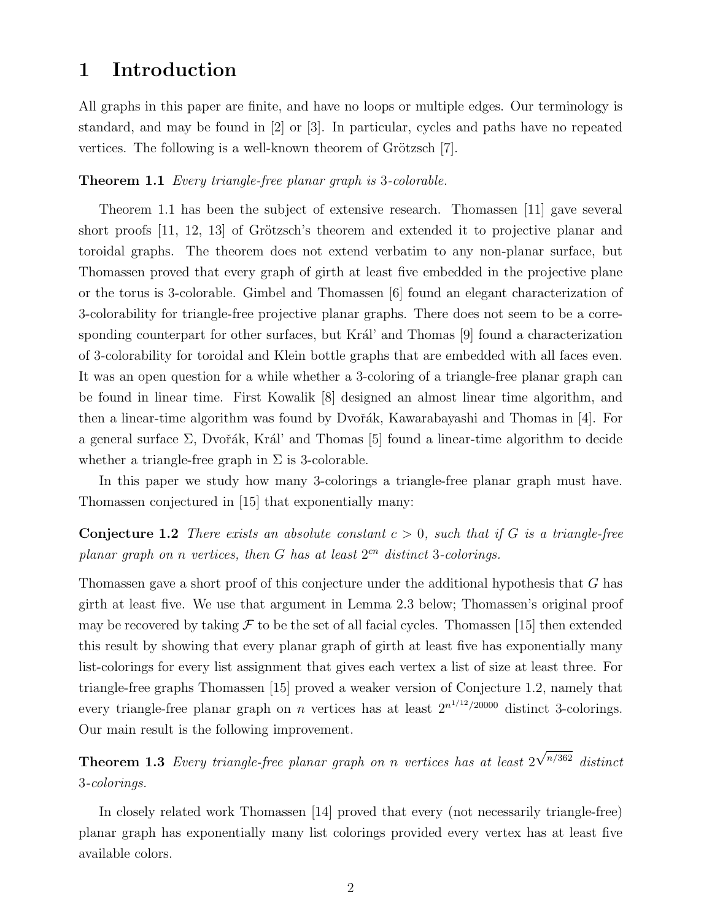# 1 Introduction

All graphs in this paper are finite, and have no loops or multiple edges. Our terminology is standard, and may be found in [2] or [3]. In particular, cycles and paths have no repeated vertices. The following is a well-known theorem of Grötzsch [7].

**Theorem 1.1** *Every triangle-free planar graph is* 3*-colorable.*

Theorem 1.1 has been the subject of extensive research. Thomassen [11] gave several short proofs [11, 12, 13] of Grötzsch's theorem and extended it to projective planar and toroidal graphs. The theorem does not extend verbatim to any non-planar surface, but Thomassen proved that every graph of girth at least five embedded in the projective plane or the torus is 3-colorable. Gimbel and Thomassen [6] found an elegant characterization of 3-colorability for triangle-free projective planar graphs. There does not seem to be a corresponding counterpart for other surfaces, but Král' and Thomas [9] found a characterization of 3-colorability for toroidal and Klein bottle graphs that are embedded with all faces even. It was an open question for a while whether a 3-coloring of a triangle-free planar graph can be found in linear time. First Kowalik [8] designed an almost linear time algorithm, and then a linear-time algorithm was found by Dvořák, Kawarabayashi and Thomas in [4]. For a general surface $\Sigma$, Dvořák, Král' and Thomas [5] found a linear-time algorithm to decide whether a triangle-free graph in $\Sigma$ is 3-colorable.

In this paper we study how many 3-colorings a triangle-free planar graph must have. Thomassen conjectured in [15] that exponentially many:

**Conjecture 1.2** *There exists an absolute constant $c > 0$, such that if $G$ is a triangle-free planar graph on $n$ vertices, then $G$ has at least $2^{cn}$ distinct* 3*-colorings.*

Thomassen gave a short proof of this conjecture under the additional hypothesis that $G$ has girth at least five. We use that argument in Lemma 2.3 below; Thomassen's original proof may be recovered by taking $\mathcal{F}$ to be the set of all facial cycles. Thomassen [15] then extended this result by showing that every planar graph of girth at least five has exponentially many list-colorings for every list assignment that gives each vertex a list of size at least three. For triangle-free graphs Thomassen [15] proved a weaker version of Conjecture 1.2, namely that every triangle-free planar graph on $n$ vertices has at least $2^{n^{1/12}/20000}$ distinct 3-colorings. Our main result is the following improvement.

**Theorem 1.3** *Every triangle-free planar graph on $n$ vertices has at least $2^{\sqrt{n/362}}$ distinct* 3*-colorings.*

In closely related work Thomassen [14] proved that every (not necessarily triangle-free) planar graph has exponentially many list colorings provided every vertex has at least five available colors.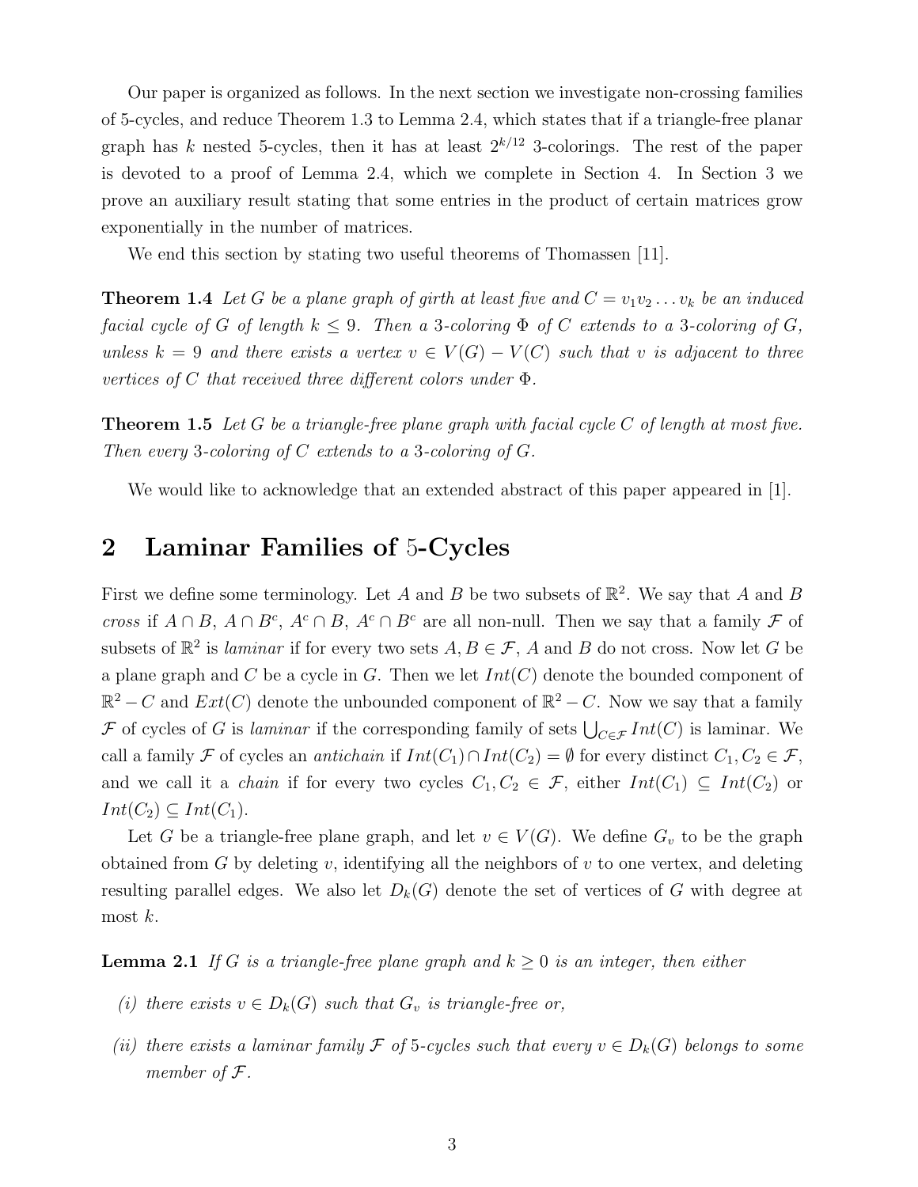Our paper is organized as follows. In the next section we investigate non-crossing families of 5-cycles, and reduce Theorem 1.3 to Lemma 2.4, which states that if a triangle-free planar graph has $k$ nested 5-cycles, then it has at least $2^{k/12}$ 3-colorings. The rest of the paper is devoted to a proof of Lemma 2.4, which we complete in Section 4. In Section 3 we prove an auxiliary result stating that some entries in the product of certain matrices grow exponentially in the number of matrices.

We end this section by stating two useful theorems of Thomassen [11].

**Theorem 1.4** *Let $G$ be a plane graph of girth at least five and $C = v_1 v_2 \dots v_k$ be an induced facial cycle of $G$ of length $k \leq 9$. Then a 3-coloring $\Phi$ of $C$ extends to a 3-coloring of $G$, unless $k = 9$ and there exists a vertex $v \in V(G) - V(C)$ such that $v$ is adjacent to three vertices of $C$ that received three different colors under $\Phi$.*

**Theorem 1.5** *Let $G$ be a triangle-free plane graph with facial cycle $C$ of length at most five. Then every 3-coloring of $C$ extends to a 3-coloring of $G$.*

We would like to acknowledge that an extended abstract of this paper appeared in [1].

## 2 Laminar Families of 5-Cycles

First we define some terminology. Let $A$ and $B$ be two subsets of $\mathbb{R}^2$. We say that $A$ and $B$ *cross* if $A \cap B$, $A \cap B^c$, $A^c \cap B$, $A^c \cap B^c$ are all non-null. Then we say that a family $\mathcal{F}$ of subsets of $\mathbb{R}^2$ is *laminar* if for every two sets $A, B \in \mathcal{F}$, $A$ and $B$ do not cross. Now let $G$ be a plane graph and $C$ be a cycle in $G$. Then we let $Int(C)$ denote the bounded component of $\mathbb{R}^2 - C$ and $Ext(C)$ denote the unbounded component of $\mathbb{R}^2 - C$. Now we say that a family $\mathcal{F}$ of cycles of $G$ is *laminar* if the corresponding family of sets $\bigcup_{C \in \mathcal{F}} Int(C)$ is laminar. We call a family $\mathcal{F}$ of cycles an *antichain* if $Int(C_1) \cap Int(C_2) = \emptyset$ for every distinct $C_1, C_2 \in \mathcal{F}$, and we call it a *chain* if for every two cycles $C_1, C_2 \in \mathcal{F}$, either $Int(C_1) \subseteq Int(C_2)$ or $Int(C_2) \subseteq Int(C_1)$.

Let $G$ be a triangle-free plane graph, and let $v \in V(G)$. We define $G_v$ to be the graph obtained from $G$ by deleting $v$, identifying all the neighbors of $v$ to one vertex, and deleting resulting parallel edges. We also let $D_k(G)$ denote the set of vertices of $G$ with degree at most $k$.

**Lemma 2.1** *If $G$ is a triangle-free plane graph and $k \geq 0$ is an integer, then either*

*(i) there exists $v \in D_k(G)$ such that $G_v$ is triangle-free or,*

*(ii) there exists a laminar family $\mathcal{F}$ of 5-cycles such that every $v \in D_k(G)$ belongs to some member of $\mathcal{F}$.*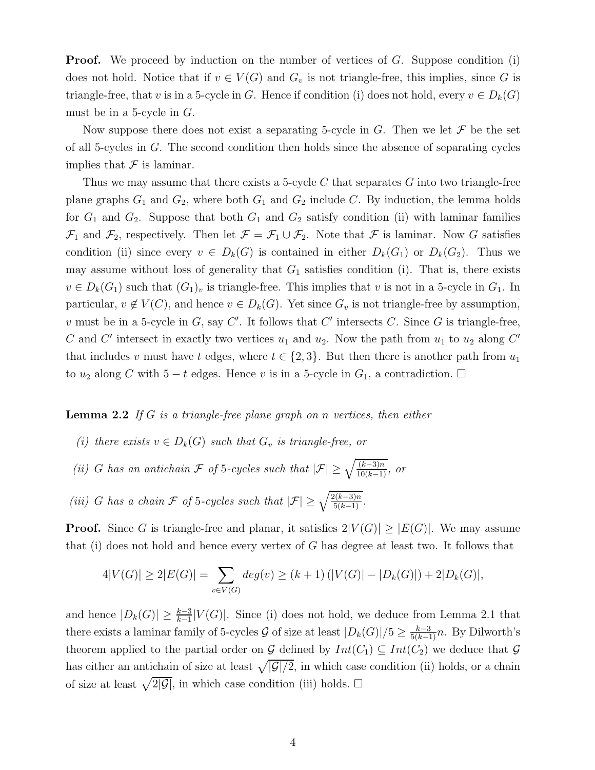**Proof.** We proceed by induction on the number of vertices of $G$. Suppose condition (i) does not hold. Notice that if $v \in V(G)$ and $G_v$ is not triangle-free, this implies, since $G$ is triangle-free, that $v$ is in a 5-cycle in $G$. Hence if condition (i) does not hold, every $v \in D_k(G)$ must be in a 5-cycle in $G$.

Now suppose there does not exist a separating 5-cycle in $G$. Then we let $\mathcal{F}$ be the set of all 5-cycles in $G$. The second condition then holds since the absence of separating cycles implies that $\mathcal{F}$ is laminar.

Thus we may assume that there exists a 5-cycle $C$ that separates $G$ into two triangle-free plane graphs $G_1$ and $G_2$, where both $G_1$ and $G_2$ include $C$. By induction, the lemma holds for $G_1$ and $G_2$. Suppose that both $G_1$ and $G_2$ satisfy condition (ii) with laminar families $\mathcal{F}_1$ and $\mathcal{F}_2$, respectively. Then let $\mathcal{F} = \mathcal{F}_1 \cup \mathcal{F}_2$. Note that $\mathcal{F}$ is laminar. Now $G$ satisfies condition (ii) since every $v \in D_k(G)$ is contained in either $D_k(G_1)$ or $D_k(G_2)$. Thus we may assume without loss of generality that $G_1$ satisfies condition (i). That is, there exists $v \in D_k(G_1)$ such that $(G_1)_v$ is triangle-free. This implies that $v$ is not in a 5-cycle in $G_1$. In particular, $v \notin V(C)$, and hence $v \in D_k(G)$. Yet since $G_v$ is not triangle-free by assumption, $v$ must be in a 5-cycle in $G$, say $C'$. It follows that $C'$ intersects $C$. Since $G$ is triangle-free, $C$ and $C'$ intersect in exactly two vertices $u_1$ and $u_2$. Now the path from $u_1$ to $u_2$ along $C'$ that includes $v$ must have $t$ edges, where $t \in \{2, 3\}$. But then there is another path from $u_1$ to $u_2$ along $C$ with $5 - t$ edges. Hence $v$ is in a 5-cycle in $G_1$, a contradiction. $\square$

**Lemma 2.2** *If $G$ is a triangle-free plane graph on $n$ vertices, then either*

*(i) there exists $v \in D_k(G)$ such that $G_v$ is triangle-free, or*

*(ii) $G$ has an antichain $\mathcal{F}$ of 5-cycles such that $|\mathcal{F}| \geq \sqrt{\frac{(k-3)n}{10(k-1)}}$, or*

*(iii) $G$ has a chain $\mathcal{F}$ of 5-cycles such that $|\mathcal{F}| \geq \sqrt{\frac{2(k-3)n}{5(k-1)}}$.*

**Proof.** Since $G$ is triangle-free and planar, it satisfies $2|V(G)| \geq |E(G)|$. We may assume that (i) does not hold and hence every vertex of $G$ has degree at least two. It follows that

$$4|V(G)| \geq 2|E(G)| = \sum_{v \in V(G)} deg(v) \geq (k+1)\left(|V(G)| - |D_k(G)|\right) + 2|D_k(G)|,$$

and hence $|D_k(G)| \geq \frac{k-3}{k-1}|V(G)|$. Since (i) does not hold, we deduce from Lemma 2.1 that there exists a laminar family of 5-cycles $\mathcal{G}$ of size at least $|D_k(G)|/5 \geq \frac{k-3}{5(k-1)}n$. By Dilworth's theorem applied to the partial order on $\mathcal{G}$ defined by $Int(C_1) \subseteq Int(C_2)$ we deduce that $\mathcal{G}$ has either an antichain of size at least $\sqrt{|\mathcal{G}|/2}$, in which case condition (ii) holds, or a chain of size at least $\sqrt{2|\mathcal{G}|}$, in which case condition (iii) holds. $\square$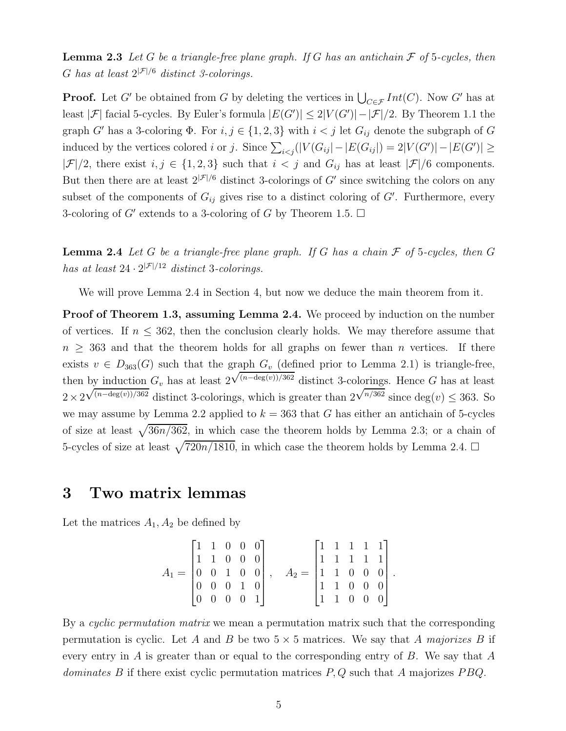**Lemma 2.3** *Let $G$ be a triangle-free plane graph. If $G$ has an antichain $\mathcal{F}$ of 5-cycles, then $G$ has at least $2^{|\mathcal{F}|/6}$ distinct 3-colorings.*

**Proof.** Let $G'$ be obtained from $G$ by deleting the vertices in $\bigcup_{C\in\mathcal{F}} Int(C)$. Now $G'$ has at least $|\mathcal{F}|$ facial 5-cycles. By Euler's formula $|E(G')| \le 2|V(G')| - |\mathcal{F}|/2$. By Theorem 1.1 the graph $G'$ has a 3-coloring $\Phi$. For $i,j \in \{1,2,3\}$ with $i<j$ let $G_{ij}$ denote the subgraph of $G$ induced by the vertices colored $i$ or $j$. Since $\sum_{i<j}(|V(G_{ij}| - |E(G_{ij}|) = 2|V(G')| - |E(G')| \ge |\mathcal{F}|/2$, there exist $i,j \in \{1,2,3\}$ such that $i<j$ and $G_{ij}$ has at least $|\mathcal{F}|/6$ components. But then there are at least $2^{|\mathcal{F}|/6}$ distinct 3-colorings of $G'$ since switching the colors on any subset of the components of $G_{ij}$ gives rise to a distinct coloring of $G'$. Furthermore, every 3-coloring of $G'$ extends to a 3-coloring of $G$ by Theorem 1.5. $\square$

**Lemma 2.4** *Let $G$ be a triangle-free plane graph. If $G$ has a chain $\mathcal{F}$ of 5-cycles, then $G$ has at least $24 \cdot 2^{|\mathcal{F}|/12}$ distinct 3-colorings.*

We will prove Lemma 2.4 in Section 4, but now we deduce the main theorem from it.

**Proof of Theorem 1.3, assuming Lemma 2.4.** We proceed by induction on the number of vertices. If $n \le 362$, then the conclusion clearly holds. We may therefore assume that $n \ge 363$ and that the theorem holds for all graphs on fewer than $n$ vertices. If there exists $v \in D_{363}(G)$ such that the graph $G_v$ (defined prior to Lemma 2.1) is triangle-free, then by induction $G_v$ has at least $2^{\sqrt{(n-\deg(v))/362}}$ distinct 3-colorings. Hence $G$ has at least $2 \times 2^{\sqrt{(n-\deg(v))/362}}$ distinct 3-colorings, which is greater than $2^{\sqrt{n/362}}$ since $\deg(v) \le 363$. So we may assume by Lemma 2.2 applied to $k = 363$ that $G$ has either an antichain of 5-cycles of size at least $\sqrt{36n/362}$, in which case the theorem holds by Lemma 2.3; or a chain of 5-cycles of size at least $\sqrt{720n/1810}$, in which case the theorem holds by Lemma 2.4. $\square$

# 3 Two matrix lemmas

Let the matrices $A_1, A_2$ be defined by

$$A_1 = \begin{bmatrix} 1 & 1 & 0 & 0 & 0 \\ 1 & 1 & 0 & 0 & 0 \\ 0 & 0 & 1 & 0 & 0 \\ 0 & 0 & 0 & 1 & 0 \\ 0 & 0 & 0 & 0 & 1 \end{bmatrix}, \quad A_2 = \begin{bmatrix} 1 & 1 & 1 & 1 & 1 \\ 1 & 1 & 1 & 1 & 1 \\ 1 & 1 & 0 & 0 & 0 \\ 1 & 1 & 0 & 0 & 0 \\ 1 & 1 & 0 & 0 & 0 \end{bmatrix}.$$

By a *cyclic permutation matrix* we mean a permutation matrix such that the corresponding permutation is cyclic. Let $A$ and $B$ be two $5\times 5$ matrices. We say that $A$ *majorizes* $B$ if every entry in $A$ is greater than or equal to the corresponding entry of $B$. We say that $A$ *dominates* $B$ if there exist cyclic permutation matrices $P, Q$ such that $A$ majorizes $PBQ$.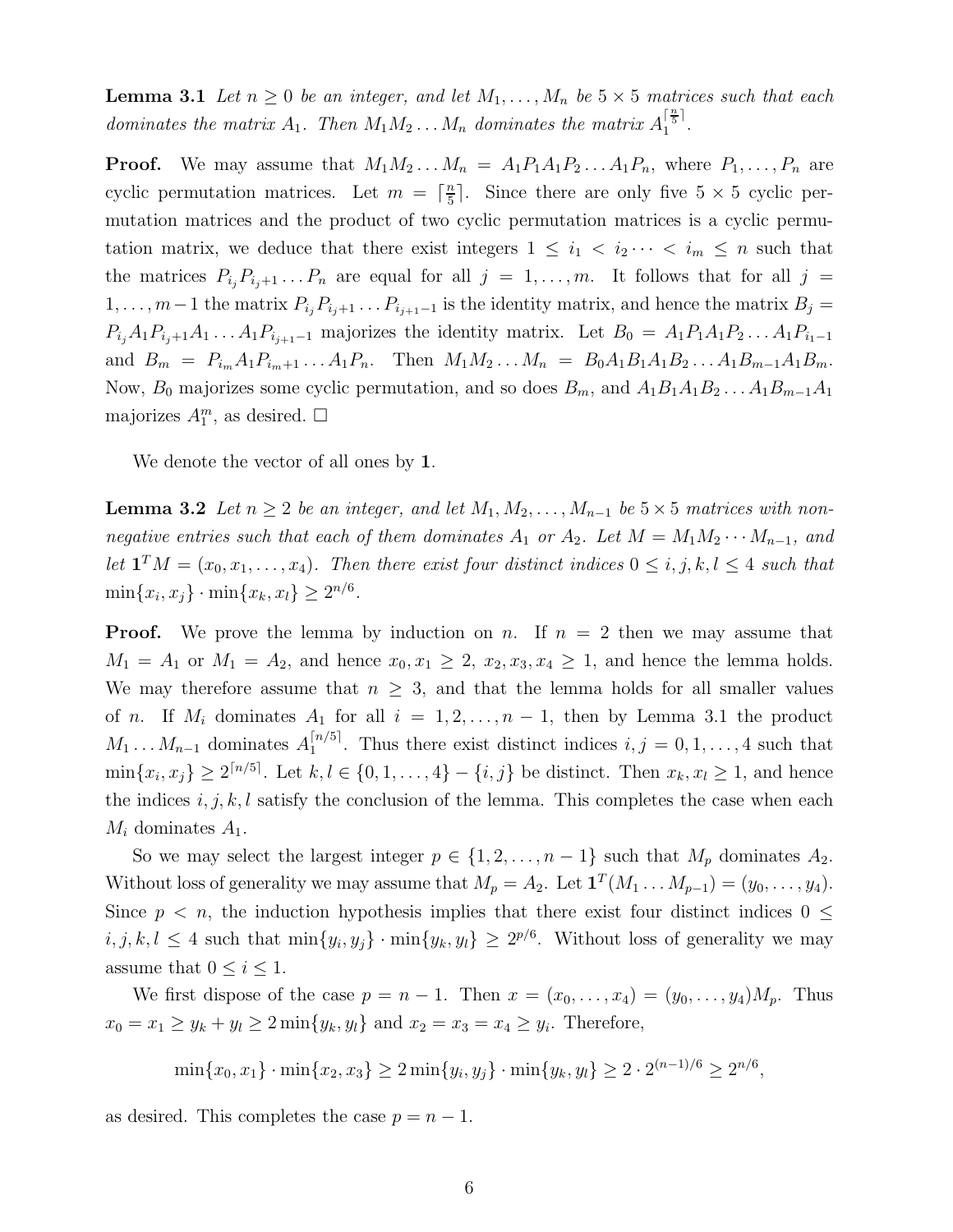**Lemma 3.1** *Let $n \geq 0$ be an integer, and let $M_1, \ldots, M_n$ be $5 \times 5$ matrices such that each dominates the matrix $A_1$. Then $M_1 M_2 \ldots M_n$ dominates the matrix $A_1^{\lceil \frac{n}{5} \rceil}$.*

**Proof.** We may assume that $M_1 M_2 \ldots M_n = A_1 P_1 A_1 P_2 \ldots A_1 P_n$, where $P_1, \ldots, P_n$ are cyclic permutation matrices. Let $m = \lceil \frac{n}{5} \rceil$. Since there are only five $5 \times 5$ cyclic permutation matrices and the product of two cyclic permutation matrices is a cyclic permutation matrix, we deduce that there exist integers $1 \leq i_1 < i_2 \cdots < i_m \leq n$ such that the matrices $P_{i_j} P_{i_j+1} \ldots P_n$ are equal for all $j = 1, \ldots, m$. It follows that for all $j = 1, \ldots, m-1$ the matrix $P_{i_j} P_{i_j+1} \ldots P_{i_{j+1}-1}$ is the identity matrix, and hence the matrix $B_j = P_{i_j} A_1 P_{i_j+1} A_1 \ldots A_1 P_{i_{j+1}-1}$ majorizes the identity matrix. Let $B_0 = A_1 P_1 A_1 P_2 \ldots A_1 P_{i_1-1}$ and $B_m = P_{i_m} A_1 P_{i_m+1} \ldots A_1 P_n$. Then $M_1 M_2 \ldots M_n = B_0 A_1 B_1 A_1 B_2 \ldots A_1 B_{m-1} A_1 B_m$. Now, $B_0$ majorizes some cyclic permutation, and so does $B_m$, and $A_1 B_1 A_1 B_2 \ldots A_1 B_{m-1} A_1$ majorizes $A_1^m$, as desired. $\square$

We denote the vector of all ones by $\mathbf{1}$.

**Lemma 3.2** *Let $n \geq 2$ be an integer, and let $M_1, M_2, \ldots, M_{n-1}$ be $5 \times 5$ matrices with non-negative entries such that each of them dominates $A_1$ or $A_2$. Let $M = M_1 M_2 \cdots M_{n-1}$, and let $\mathbf{1}^T M = (x_0, x_1, \ldots, x_4)$. Then there exist four distinct indices $0 \leq i, j, k, l \leq 4$ such that $\min\{x_i, x_j\} \cdot \min\{x_k, x_l\} \geq 2^{n/6}$.*

**Proof.** We prove the lemma by induction on $n$. If $n = 2$ then we may assume that $M_1 = A_1$ or $M_1 = A_2$, and hence $x_0, x_1 \geq 2$, $x_2, x_3, x_4 \geq 1$, and hence the lemma holds. We may therefore assume that $n \geq 3$, and that the lemma holds for all smaller values of $n$. If $M_i$ dominates $A_1$ for all $i = 1, 2, \ldots, n-1$, then by Lemma 3.1 the product $M_1 \ldots M_{n-1}$ dominates $A_1^{\lceil n/5 \rceil}$. Thus there exist distinct indices $i, j = 0, 1, \ldots, 4$ such that $\min\{x_i, x_j\} \geq 2^{\lceil n/5 \rceil}$. Let $k, l \in \{0, 1, \ldots, 4\} - \{i, j\}$ be distinct. Then $x_k, x_l \geq 1$, and hence the indices $i, j, k, l$ satisfy the conclusion of the lemma. This completes the case when each $M_i$ dominates $A_1$.

So we may select the largest integer $p \in \{1, 2, \ldots, n-1\}$ such that $M_p$ dominates $A_2$. Without loss of generality we may assume that $M_p = A_2$. Let $\mathbf{1}^T(M_1 \ldots M_{p-1}) = (y_0, \ldots, y_4)$. Since $p < n$, the induction hypothesis implies that there exist four distinct indices $0 \leq i, j, k, l \leq 4$ such that $\min\{y_i, y_j\} \cdot \min\{y_k, y_l\} \geq 2^{p/6}$. Without loss of generality we may assume that $0 \leq i \leq 1$.

We first dispose of the case $p = n-1$. Then $x = (x_0, \ldots, x_4) = (y_0, \ldots, y_4) M_p$. Thus $x_0 = x_1 \geq y_k + y_l \geq 2 \min\{y_k, y_l\}$ and $x_2 = x_3 = x_4 \geq y_i$. Therefore,

$$\min\{x_0, x_1\} \cdot \min\{x_2, x_3\} \geq 2 \min\{y_i, y_j\} \cdot \min\{y_k, y_l\} \geq 2 \cdot 2^{(n-1)/6} \geq 2^{n/6},$$

as desired. This completes the case $p = n-1$.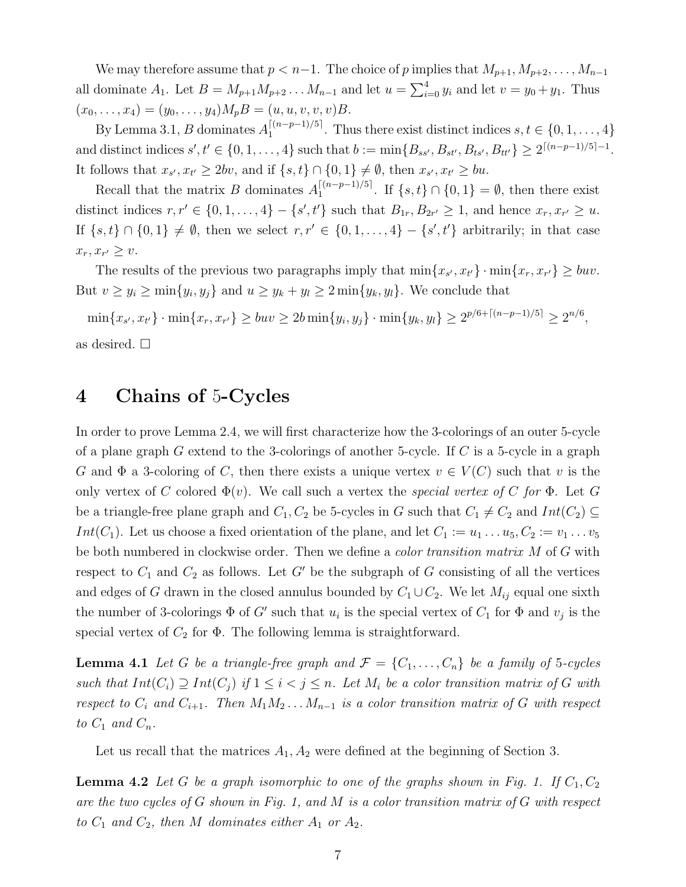We may therefore assume that $p < n-1$. The choice of $p$ implies that $M_{p+1}, M_{p+2}, \ldots, M_{n-1}$ all dominate $A_1$. Let $B = M_{p+1}M_{p+2}\ldots M_{n-1}$ and let $u = \sum_{i=0}^{4} y_i$ and let $v = y_0 + y_1$. Thus $(x_0, \ldots, x_4) = (y_0, \ldots, y_4)M_pB = (u, u, v, v, v)B$.

By Lemma 3.1, $B$ dominates $A_1^{\lceil (n-p-1)/5 \rceil}$. Thus there exist distinct indices $s, t \in \{0, 1, \ldots, 4\}$ and distinct indices $s', t' \in \{0, 1, \ldots, 4\}$ such that $b := \min\{B_{ss'}, B_{st'}, B_{ts'}, B_{tt'}\} \geq 2^{\lceil (n-p-1)/5 \rceil - 1}$. It follows that $x_{s'}, x_{t'} \geq 2bv$, and if $\{s, t\} \cap \{0, 1\} \neq \emptyset$, then $x_{s'}, x_{t'} \geq bu$.

Recall that the matrix $B$ dominates $A_1^{\lceil (n-p-1)/5 \rceil}$. If $\{s, t\} \cap \{0, 1\} = \emptyset$, then there exist distinct indices $r, r' \in \{0, 1, \ldots, 4\} - \{s', t'\}$ such that $B_{1r}, B_{2r'} \geq 1$, and hence $x_r, x_{r'} \geq u$. If $\{s, t\} \cap \{0, 1\} \neq \emptyset$, then we select $r, r' \in \{0, 1, \ldots, 4\} - \{s', t'\}$ arbitrarily; in that case $x_r, x_{r'} \geq v$.

The results of the previous two paragraphs imply that $\min\{x_{s'}, x_{t'}\} \cdot \min\{x_r, x_{r'}\} \geq buv$. But $v \geq y_i \geq \min\{y_i, y_j\}$ and $u \geq y_k + y_l \geq 2\min\{y_k, y_l\}$. We conclude that

$$\min\{x_{s'}, x_{t'}\} \cdot \min\{x_r, x_{r'}\} \geq buv \geq 2b \min\{y_i, y_j\} \cdot \min\{y_k, y_l\} \geq 2^{p/6 + \lceil (n-p-1)/5 \rceil} \geq 2^{n/6},$$

as desired. $\square$

# 4 Chains of 5-Cycles

In order to prove Lemma 2.4, we will first characterize how the 3-colorings of an outer 5-cycle of a plane graph $G$ extend to the 3-colorings of another 5-cycle. If $C$ is a 5-cycle in a graph $G$ and $\Phi$ a 3-coloring of $C$, then there exists a unique vertex $v \in V(C)$ such that $v$ is the only vertex of $C$ colored $\Phi(v)$. We call such a vertex the *special vertex of $C$ for $\Phi$*. Let $G$ be a triangle-free plane graph and $C_1, C_2$ be 5-cycles in $G$ such that $C_1 \neq C_2$ and $Int(C_2) \subseteq Int(C_1)$. Let us choose a fixed orientation of the plane, and let $C_1 := u_1 \ldots u_5, C_2 := v_1 \ldots v_5$ be both numbered in clockwise order. Then we define a *color transition matrix* $M$ of $G$ with respect to $C_1$ and $C_2$ as follows. Let $G'$ be the subgraph of $G$ consisting of all the vertices and edges of $G$ drawn in the closed annulus bounded by $C_1 \cup C_2$. We let $M_{ij}$ equal one sixth the number of 3-colorings $\Phi$ of $G'$ such that $u_i$ is the special vertex of $C_1$ for $\Phi$ and $v_j$ is the special vertex of $C_2$ for $\Phi$. The following lemma is straightforward.

**Lemma 4.1** *Let $G$ be a triangle-free graph and $\mathcal{F} = \{C_1, \ldots, C_n\}$ be a family of 5-cycles such that $Int(C_i) \supseteq Int(C_j)$ if $1 \leq i < j \leq n$. Let $M_i$ be a color transition matrix of $G$ with respect to $C_i$ and $C_{i+1}$. Then $M_1 M_2 \ldots M_{n-1}$ is a color transition matrix of $G$ with respect to $C_1$ and $C_n$.*

Let us recall that the matrices $A_1, A_2$ were defined at the beginning of Section 3.

**Lemma 4.2** *Let $G$ be a graph isomorphic to one of the graphs shown in Fig. 1. If $C_1, C_2$ are the two cycles of $G$ shown in Fig. 1, and $M$ is a color transition matrix of $G$ with respect to $C_1$ and $C_2$, then $M$ dominates either $A_1$ or $A_2$.*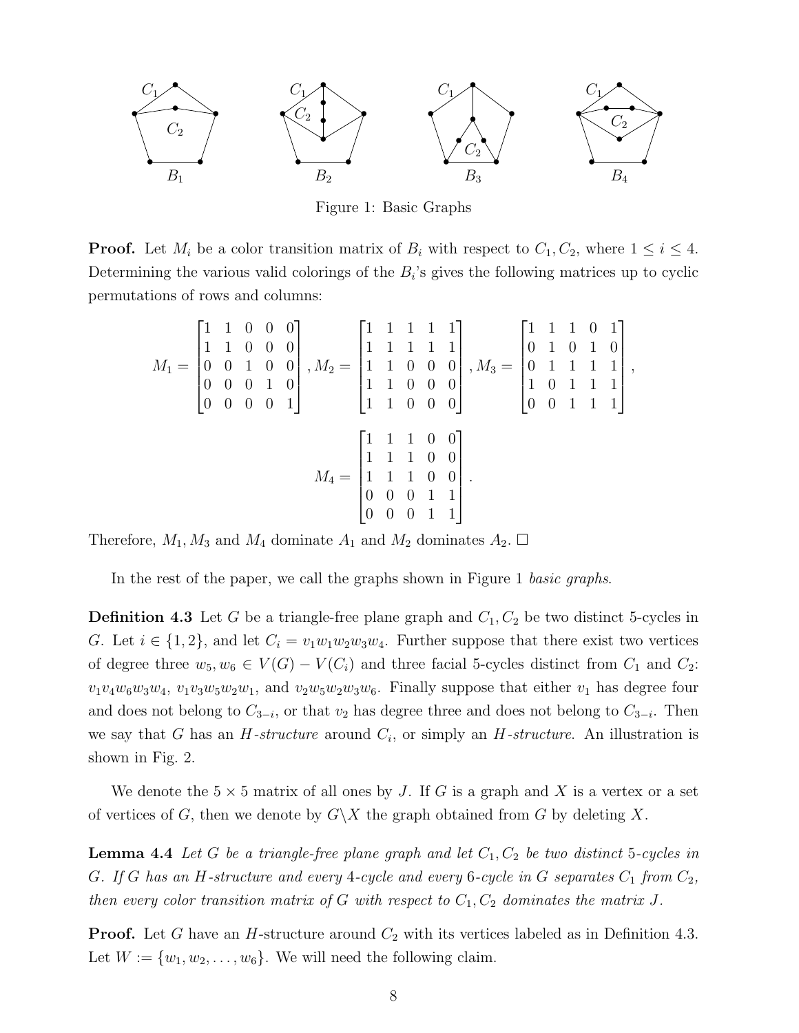Figure 1: Basic Graphs

**Proof.** Let $M_i$ be a color transition matrix of $B_i$ with respect to $C_1, C_2$, where $1 \leq i \leq 4$. Determining the various valid colorings of the $B_i$'s gives the following matrices up to cyclic permutations of rows and columns:

$$M_1 = \begin{bmatrix} 1 & 1 & 0 & 0 & 0 \\ 1 & 1 & 0 & 0 & 0 \\ 0 & 0 & 1 & 0 & 0 \\ 0 & 0 & 0 & 1 & 0 \\ 0 & 0 & 0 & 0 & 1 \end{bmatrix}, M_2 = \begin{bmatrix} 1 & 1 & 1 & 1 & 1 \\ 1 & 1 & 1 & 1 & 1 \\ 1 & 1 & 0 & 0 & 0 \\ 1 & 1 & 0 & 0 & 0 \\ 1 & 1 & 0 & 0 & 0 \end{bmatrix}, M_3 = \begin{bmatrix} 1 & 1 & 1 & 0 & 1 \\ 0 & 1 & 0 & 1 & 0 \\ 0 & 1 & 1 & 1 & 1 \\ 1 & 0 & 1 & 1 & 1 \\ 0 & 0 & 1 & 1 & 1 \end{bmatrix},$$

$$M_4 = \begin{bmatrix} 1 & 1 & 1 & 0 & 0 \\ 1 & 1 & 1 & 0 & 0 \\ 1 & 1 & 1 & 0 & 0 \\ 0 & 0 & 0 & 1 & 1 \\ 0 & 0 & 0 & 1 & 1 \end{bmatrix}.$$

Therefore, $M_1, M_3$ and $M_4$ dominate $A_1$ and $M_2$ dominates $A_2$. □

In the rest of the paper, we call the graphs shown in Figure 1 *basic graphs*.

**Definition 4.3** Let $G$ be a triangle-free plane graph and $C_1, C_2$ be two distinct 5-cycles in $G$. Let $i \in \{1, 2\}$, and let $C_i = v_1w_1w_2w_3w_4$. Further suppose that there exist two vertices of degree three $w_5, w_6 \in V(G) - V(C_i)$ and three facial 5-cycles distinct from $C_1$ and $C_2$: $v_1v_4w_6w_3w_4$, $v_1v_3w_5w_2w_1$, and $v_2w_5w_2w_3w_6$. Finally suppose that either $v_1$ has degree four and does not belong to $C_{3-i}$, or that $v_2$ has degree three and does not belong to $C_{3-i}$. Then we say that $G$ has an *H-structure* around $C_i$, or simply an *H-structure*. An illustration is shown in Fig. 2.

We denote the $5 \times 5$ matrix of all ones by $J$. If $G$ is a graph and $X$ is a vertex or a set of vertices of $G$, then we denote by $G \backslash X$ the graph obtained from $G$ by deleting $X$.

**Lemma 4.4** *Let $G$ be a triangle-free plane graph and let $C_1, C_2$ be two distinct 5-cycles in $G$. If $G$ has an H-structure and every 4-cycle and every 6-cycle in $G$ separates $C_1$ from $C_2$, then every color transition matrix of $G$ with respect to $C_1, C_2$ dominates the matrix $J$.*

**Proof.** Let $G$ have an H-structure around $C_2$ with its vertices labeled as in Definition 4.3. Let $W := \{w_1, w_2, \ldots, w_6\}$. We will need the following claim.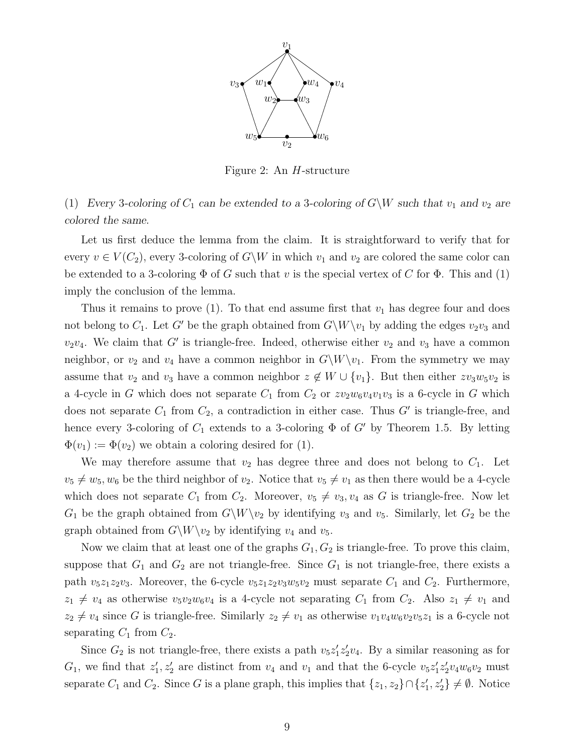Figure 2: An $H$-structure

(1) *Every 3-coloring of $C_1$ can be extended to a 3-coloring of $G \backslash W$ such that $v_1$ and $v_2$ are colored the same.*

Let us first deduce the lemma from the claim. It is straightforward to verify that for every $v \in V(C_2)$, every 3-coloring of $G \backslash W$ in which $v_1$ and $v_2$ are colored the same color can be extended to a 3-coloring $\Phi$ of $G$ such that $v$ is the special vertex of $C$ for $\Phi$. This and (1) imply the conclusion of the lemma.

Thus it remains to prove (1). To that end assume first that $v_1$ has degree four and does not belong to $C_1$. Let $G'$ be the graph obtained from $G \backslash W \backslash v_1$ by adding the edges $v_2v_3$ and $v_2v_4$. We claim that $G'$ is triangle-free. Indeed, otherwise either $v_2$ and $v_3$ have a common neighbor, or $v_2$ and $v_4$ have a common neighbor in $G \backslash W \backslash v_1$. From the symmetry we may assume that $v_2$ and $v_3$ have a common neighbor $z \notin W \cup \{v_1\}$. But then either $zv_3w_5v_2$ is a 4-cycle in $G$ which does not separate $C_1$ from $C_2$ or $zv_2w_6v_4v_1v_3$ is a 6-cycle in $G$ which does not separate $C_1$ from $C_2$, a contradiction in either case. Thus $G'$ is triangle-free, and hence every 3-coloring of $C_1$ extends to a 3-coloring $\Phi$ of $G'$ by Theorem 1.5. By letting $\Phi(v_1) := \Phi(v_2)$ we obtain a coloring desired for (1).

We may therefore assume that $v_2$ has degree three and does not belong to $C_1$. Let $v_5 \neq w_5, w_6$ be the third neighbor of $v_2$. Notice that $v_5 \neq v_1$ as then there would be a 4-cycle which does not separate $C_1$ from $C_2$. Moreover, $v_5 \neq v_3, v_4$ as $G$ is triangle-free. Now let $G_1$ be the graph obtained from $G \backslash W \backslash v_2$ by identifying $v_3$ and $v_5$. Similarly, let $G_2$ be the graph obtained from $G \backslash W \backslash v_2$ by identifying $v_4$ and $v_5$.

Now we claim that at least one of the graphs $G_1, G_2$ is triangle-free. To prove this claim, suppose that $G_1$ and $G_2$ are not triangle-free. Since $G_1$ is not triangle-free, there exists a path $v_5z_1z_2v_3$. Moreover, the 6-cycle $v_5z_1z_2v_3w_5v_2$ must separate $C_1$ and $C_2$. Furthermore, $z_1 \neq v_4$ as otherwise $v_5v_2w_6v_4$ is a 4-cycle not separating $C_1$ from $C_2$. Also $z_1 \neq v_1$ and $z_2 \neq v_4$ since $G$ is triangle-free. Similarly $z_2 \neq v_1$ as otherwise $v_1v_4w_6v_2v_5z_1$ is a 6-cycle not separating $C_1$ from $C_2$.

Since $G_2$ is not triangle-free, there exists a path $v_5z_1'z_2'v_4$. By a similar reasoning as for $G_1$, we find that $z_1', z_2'$ are distinct from $v_4$ and $v_1$ and that the 6-cycle $v_5z_1'z_2'v_4w_6v_2$ must separate $C_1$ and $C_2$. Since $G$ is a plane graph, this implies that $\{z_1, z_2\} \cap \{z_1', z_2'\} \neq \emptyset$. Notice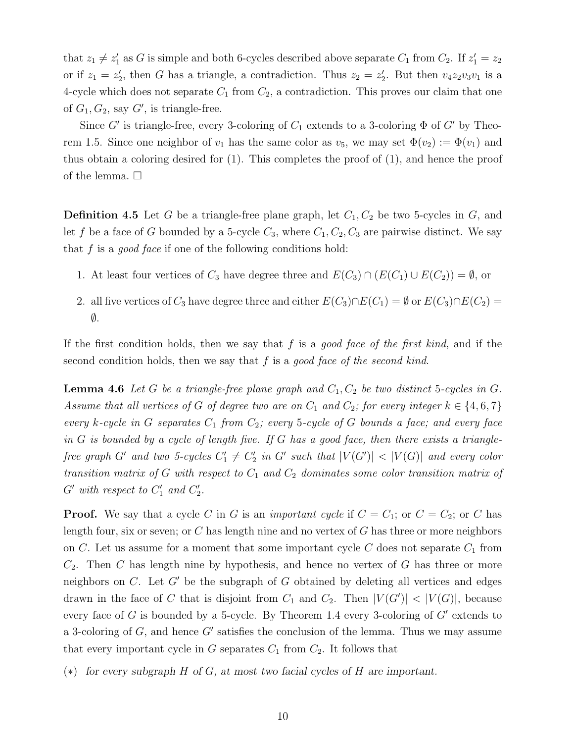that $z_1 \neq z_1'$ as $G$ is simple and both 6-cycles described above separate $C_1$ from $C_2$. If $z_1' = z_2$ or if $z_1 = z_2'$, then $G$ has a triangle, a contradiction. Thus $z_2 = z_2'$. But then $v_4 z_2 v_3 v_1$ is a 4-cycle which does not separate $C_1$ from $C_2$, a contradiction. This proves our claim that one of $G_1, G_2$, say $G'$, is triangle-free.

Since $G'$ is triangle-free, every 3-coloring of $C_1$ extends to a 3-coloring $\Phi$ of $G'$ by Theorem 1.5. Since one neighbor of $v_1$ has the same color as $v_5$, we may set $\Phi(v_2) := \Phi(v_1)$ and thus obtain a coloring desired for (1). This completes the proof of (1), and hence the proof of the lemma. □

**Definition 4.5** Let $G$ be a triangle-free plane graph, let $C_1, C_2$ be two 5-cycles in $G$, and let $f$ be a face of $G$ bounded by a 5-cycle $C_3$, where $C_1, C_2, C_3$ are pairwise distinct. We say that $f$ is a *good face* if one of the following conditions hold:

1. At least four vertices of $C_3$ have degree three and $E(C_3) \cap (E(C_1) \cup E(C_2)) = \emptyset$, or
2. all five vertices of $C_3$ have degree three and either $E(C_3) \cap E(C_1) = \emptyset$ or $E(C_3) \cap E(C_2) = \emptyset$.

If the first condition holds, then we say that $f$ is a *good face of the first kind*, and if the second condition holds, then we say that $f$ is a *good face of the second kind*.

**Lemma 4.6** *Let $G$ be a triangle-free plane graph and $C_1, C_2$ be two distinct 5-cycles in $G$. Assume that all vertices of $G$ of degree two are on $C_1$ and $C_2$; for every integer $k \in \{4, 6, 7\}$ every $k$-cycle in $G$ separates $C_1$ from $C_2$; every 5-cycle of $G$ bounds a face; and every face in $G$ is bounded by a cycle of length five. If $G$ has a good face, then there exists a triangle-free graph $G'$ and two 5-cycles $C_1' \neq C_2'$ in $G'$ such that $|V(G')| < |V(G)|$ and every color transition matrix of $G$ with respect to $C_1$ and $C_2$ dominates some color transition matrix of $G'$ with respect to $C_1'$ and $C_2'$.*

**Proof.** We say that a cycle $C$ in $G$ is an *important cycle* if $C = C_1$; or $C = C_2$; or $C$ has length four, six or seven; or $C$ has length nine and no vertex of $G$ has three or more neighbors on $C$. Let us assume for a moment that some important cycle $C$ does not separate $C_1$ from $C_2$. Then $C$ has length nine by hypothesis, and hence no vertex of $G$ has three or more neighbors on $C$. Let $G'$ be the subgraph of $G$ obtained by deleting all vertices and edges drawn in the face of $C$ that is disjoint from $C_1$ and $C_2$. Then $|V(G')| < |V(G)|$, because every face of $G$ is bounded by a 5-cycle. By Theorem 1.4 every 3-coloring of $G'$ extends to a 3-coloring of $G$, and hence $G'$ satisfies the conclusion of the lemma. Thus we may assume that every important cycle in $G$ separates $C_1$ from $C_2$. It follows that

(∗) *for every subgraph $H$ of $G$, at most two facial cycles of $H$ are important.*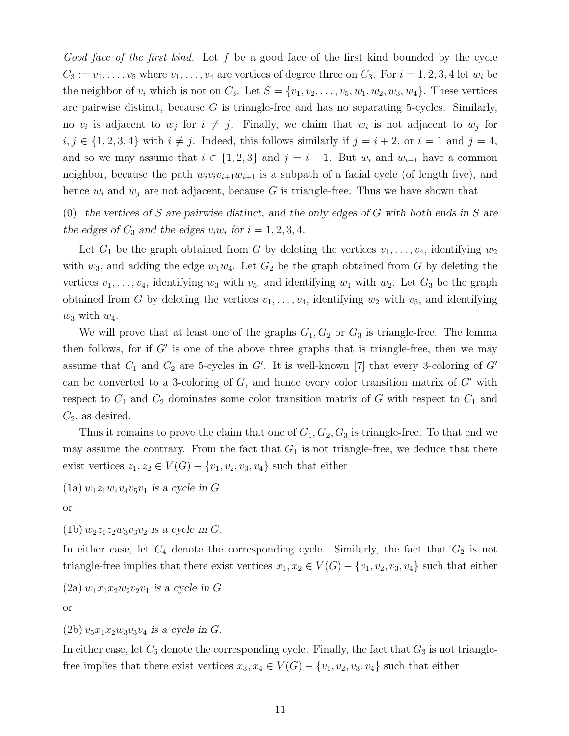*Good face of the first kind.* Let $f$ be a good face of the first kind bounded by the cycle $C_3 := v_1, \dots, v_5$ where $v_1, \dots, v_4$ are vertices of degree three on $C_3$. For $i = 1, 2, 3, 4$ let $w_i$ be the neighbor of $v_i$ which is not on $C_3$. Let $S = \{v_1, v_2, \dots, v_5, w_1, w_2, w_3, w_4\}$. These vertices are pairwise distinct, because $G$ is triangle-free and has no separating 5-cycles. Similarly, no $v_i$ is adjacent to $w_j$ for $i \neq j$. Finally, we claim that $w_i$ is not adjacent to $w_j$ for $i, j \in \{1, 2, 3, 4\}$ with $i \neq j$. Indeed, this follows similarly if $j = i + 2$, or $i = 1$ and $j = 4$, and so we may assume that $i \in \{1, 2, 3\}$ and $j = i + 1$. But $w_i$ and $w_{i+1}$ have a common neighbor, because the path $w_i v_i v_{i+1} w_{i+1}$ is a subpath of a facial cycle (of length five), and hence $w_i$ and $w_j$ are not adjacent, because $G$ is triangle-free. Thus we have shown that

(0) *the vertices of $S$ are pairwise distinct, and the only edges of $G$ with both ends in $S$ are the edges of $C_3$ and the edges $v_i w_i$ for $i = 1, 2, 3, 4$.*

Let $G_1$ be the graph obtained from $G$ by deleting the vertices $v_1, \dots, v_4$, identifying $w_2$ with $w_3$, and adding the edge $w_1 w_4$. Let $G_2$ be the graph obtained from $G$ by deleting the vertices $v_1, \dots, v_4$, identifying $w_3$ with $v_5$, and identifying $w_1$ with $w_2$. Let $G_3$ be the graph obtained from $G$ by deleting the vertices $v_1, \dots, v_4$, identifying $w_2$ with $v_5$, and identifying $w_3$ with $w_4$.

We will prove that at least one of the graphs $G_1, G_2$ or $G_3$ is triangle-free. The lemma then follows, for if $G'$ is one of the above three graphs that is triangle-free, then we may assume that $C_1$ and $C_2$ are 5-cycles in $G'$. It is well-known [7] that every 3-coloring of $G'$ can be converted to a 3-coloring of $G$, and hence every color transition matrix of $G'$ with respect to $C_1$ and $C_2$ dominates some color transition matrix of $G$ with respect to $C_1$ and $C_2$, as desired.

Thus it remains to prove the claim that one of $G_1, G_2, G_3$ is triangle-free. To that end we may assume the contrary. From the fact that $G_1$ is not triangle-free, we deduce that there exist vertices $z_1, z_2 \in V(G) - \{v_1, v_2, v_3, v_4\}$ such that either

(1a) *$w_1 z_1 w_4 v_4 v_5 v_1$ is a cycle in $G$*

or

(1b) *$w_2 z_1 z_2 w_3 v_3 v_2$ is a cycle in $G$.*

In either case, let $C_4$ denote the corresponding cycle. Similarly, the fact that $G_2$ is not triangle-free implies that there exist vertices $x_1, x_2 \in V(G) - \{v_1, v_2, v_3, v_4\}$ such that either

(2a) *$w_1 x_1 x_2 w_2 v_2 v_1$ is a cycle in $G$*

or

(2b) *$v_5 x_1 x_2 w_3 v_3 v_4$ is a cycle in $G$.*

In either case, let $C_5$ denote the corresponding cycle. Finally, the fact that $G_3$ is not triangle-free implies that there exist vertices $x_3, x_4 \in V(G) - \{v_1, v_2, v_3, v_4\}$ such that either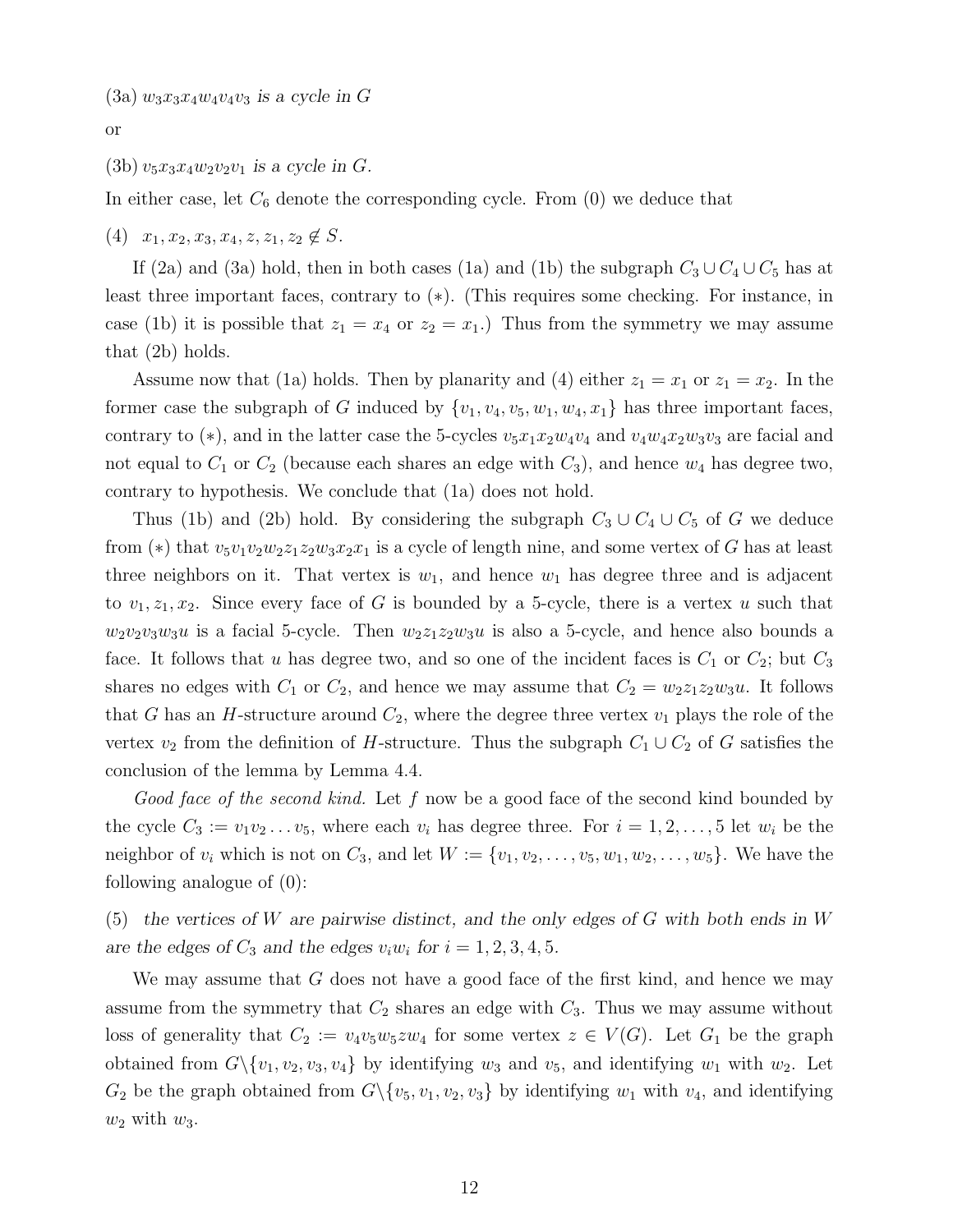(3a) $w_3x_3x_4w_4v_4v_3$ *is a cycle in* $G$

or

(3b) $v_5x_3x_4w_2v_2v_1$ *is a cycle in* $G$.

In either case, let $C_6$ denote the corresponding cycle. From (0) we deduce that

(4) $x_1, x_2, x_3, x_4, z, z_1, z_2 \notin S$.

If (2a) and (3a) hold, then in both cases (1a) and (1b) the subgraph $C_3 \cup C_4 \cup C_5$ has at least three important faces, contrary to $(*)$. (This requires some checking. For instance, in case (1b) it is possible that $z_1 = x_4$ or $z_2 = x_1$.) Thus from the symmetry we may assume that (2b) holds.

Assume now that (1a) holds. Then by planarity and (4) either $z_1 = x_1$ or $z_1 = x_2$. In the former case the subgraph of $G$ induced by $\{v_1, v_4, v_5, w_1, w_4, x_1\}$ has three important faces, contrary to $(*)$, and in the latter case the 5-cycles $v_5x_1x_2w_4v_4$ and $v_4w_4x_2w_3v_3$ are facial and not equal to $C_1$ or $C_2$ (because each shares an edge with $C_3$), and hence $w_4$ has degree two, contrary to hypothesis. We conclude that (1a) does not hold.

Thus (1b) and (2b) hold. By considering the subgraph $C_3 \cup C_4 \cup C_5$ of $G$ we deduce from $(*)$ that $v_5v_1v_2w_2z_1z_2w_3x_2x_1$ is a cycle of length nine, and some vertex of $G$ has at least three neighbors on it. That vertex is $w_1$, and hence $w_1$ has degree three and is adjacent to $v_1, z_1, x_2$. Since every face of $G$ is bounded by a 5-cycle, there is a vertex $u$ such that $w_2v_2v_3w_3u$ is a facial 5-cycle. Then $w_2z_1z_2w_3u$ is also a 5-cycle, and hence also bounds a face. It follows that $u$ has degree two, and so one of the incident faces is $C_1$ or $C_2$; but $C_3$ shares no edges with $C_1$ or $C_2$, and hence we may assume that $C_2 = w_2z_1z_2w_3u$. It follows that $G$ has an $H$-structure around $C_2$, where the degree three vertex $v_1$ plays the role of the vertex $v_2$ from the definition of $H$-structure. Thus the subgraph $C_1 \cup C_2$ of $G$ satisfies the conclusion of the lemma by Lemma 4.4.

*Good face of the second kind.* Let $f$ now be a good face of the second kind bounded by the cycle $C_3 := v_1v_2 \dots v_5$, where each $v_i$ has degree three. For $i = 1, 2, \dots, 5$ let $w_i$ be the neighbor of $v_i$ which is not on $C_3$, and let $W := \{v_1, v_2, \dots, v_5, w_1, w_2, \dots, w_5\}$. We have the following analogue of (0):

(5) *the vertices of* $W$ *are pairwise distinct, and the only edges of* $G$ *with both ends in* $W$ *are the edges of* $C_3$ *and the edges* $v_iw_i$ *for* $i = 1, 2, 3, 4, 5$.

We may assume that $G$ does not have a good face of the first kind, and hence we may assume from the symmetry that $C_2$ shares an edge with $C_3$. Thus we may assume without loss of generality that $C_2 := v_4v_5w_5zw_4$ for some vertex $z \in V(G)$. Let $G_1$ be the graph obtained from $G \backslash \{v_1, v_2, v_3, v_4\}$ by identifying $w_3$ and $v_5$, and identifying $w_1$ with $w_2$. Let $G_2$ be the graph obtained from $G \backslash \{v_5, v_1, v_2, v_3\}$ by identifying $w_1$ with $v_4$, and identifying $w_2$ with $w_3$.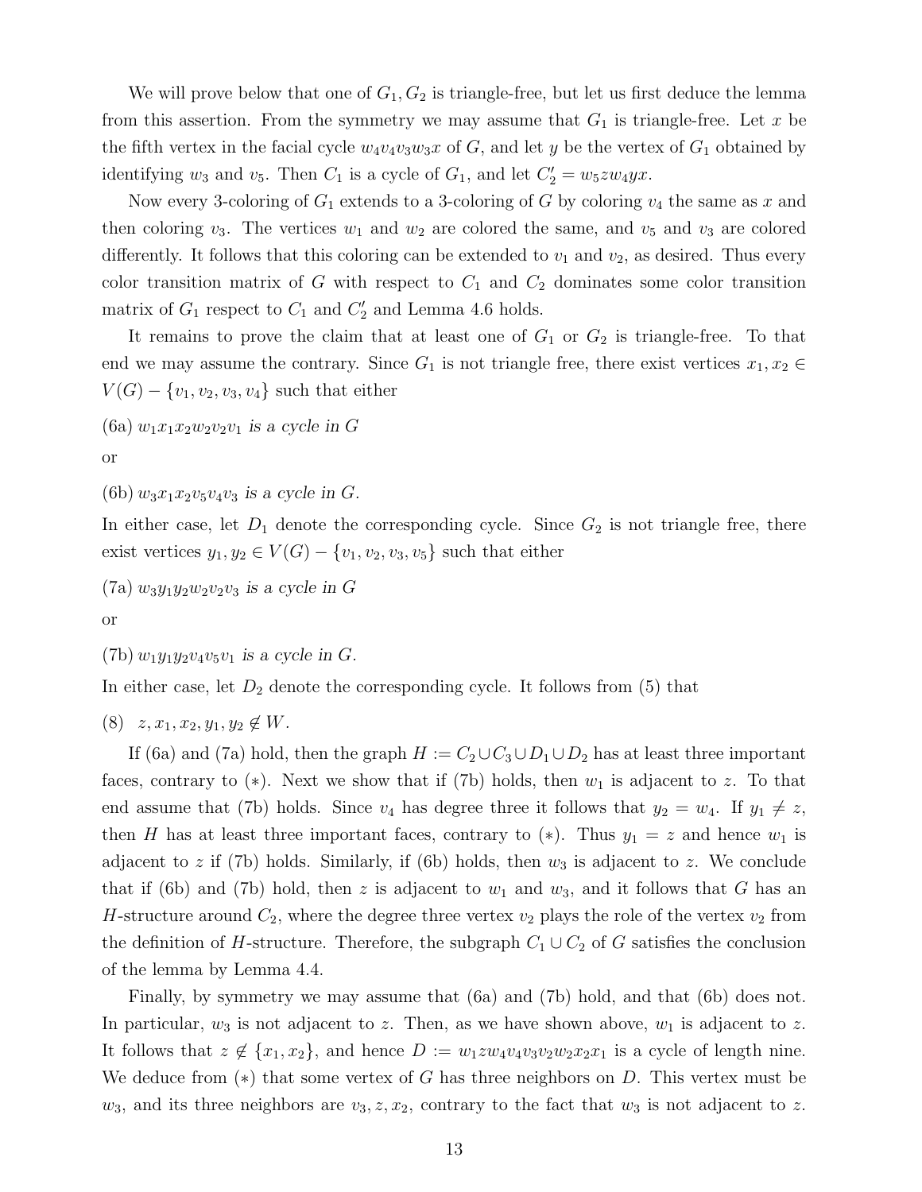We will prove below that one of $G_1, G_2$ is triangle-free, but let us first deduce the lemma from this assertion. From the symmetry we may assume that $G_1$ is triangle-free. Let $x$ be the fifth vertex in the facial cycle $w_4v_4v_3w_3x$ of $G$, and let $y$ be the vertex of $G_1$ obtained by identifying $w_3$ and $v_5$. Then $C_1$ is a cycle of $G_1$, and let $C_2' = w_5zw_4yx$.

Now every 3-coloring of $G_1$ extends to a 3-coloring of $G$ by coloring $v_4$ the same as $x$ and then coloring $v_3$. The vertices $w_1$ and $w_2$ are colored the same, and $v_5$ and $v_3$ are colored differently. It follows that this coloring can be extended to $v_1$ and $v_2$, as desired. Thus every color transition matrix of $G$ with respect to $C_1$ and $C_2$ dominates some color transition matrix of $G_1$ respect to $C_1$ and $C_2'$ and Lemma 4.6 holds.

It remains to prove the claim that at least one of $G_1$ or $G_2$ is triangle-free. To that end we may assume the contrary. Since $G_1$ is not triangle free, there exist vertices $x_1, x_2 \in V(G) - \{v_1, v_2, v_3, v_4\}$ such that either

(6a) $w_1x_1x_2w_2v_2v_1$ *is a cycle in* $G$

or

(6b) $w_3x_1x_2v_5v_4v_3$ *is a cycle in* $G$.

In either case, let $D_1$ denote the corresponding cycle. Since $G_2$ is not triangle free, there exist vertices $y_1, y_2 \in V(G) - \{v_1, v_2, v_3, v_5\}$ such that either

(7a) $w_3y_1y_2w_2v_2v_3$ *is a cycle in* $G$

or

(7b) $w_1y_1y_2v_4v_5v_1$ *is a cycle in* $G$.

In either case, let $D_2$ denote the corresponding cycle. It follows from (5) that

(8) $z, x_1, x_2, y_1, y_2 \notin W$.

If (6a) and (7a) hold, then the graph $H := C_2 \cup C_3 \cup D_1 \cup D_2$ has at least three important faces, contrary to $(*)$. Next we show that if (7b) holds, then $w_1$ is adjacent to $z$. To that end assume that (7b) holds. Since $v_4$ has degree three it follows that $y_2 = w_4$. If $y_1 \neq z$, then $H$ has at least three important faces, contrary to $(*)$. Thus $y_1 = z$ and hence $w_1$ is adjacent to $z$ if (7b) holds. Similarly, if (6b) holds, then $w_3$ is adjacent to $z$. We conclude that if (6b) and (7b) hold, then $z$ is adjacent to $w_1$ and $w_3$, and it follows that $G$ has an $H$-structure around $C_2$, where the degree three vertex $v_2$ plays the role of the vertex $v_2$ from the definition of $H$-structure. Therefore, the subgraph $C_1 \cup C_2$ of $G$ satisfies the conclusion of the lemma by Lemma 4.4.

Finally, by symmetry we may assume that (6a) and (7b) hold, and that (6b) does not. In particular, $w_3$ is not adjacent to $z$. Then, as we have shown above, $w_1$ is adjacent to $z$. It follows that $z \notin \{x_1, x_2\}$, and hence $D := w_1zw_4v_4v_3v_2w_2x_2x_1$ is a cycle of length nine. We deduce from $(*)$ that some vertex of $G$ has three neighbors on $D$. This vertex must be $w_3$, and its three neighbors are $v_3, z, x_2$, contrary to the fact that $w_3$ is not adjacent to $z$.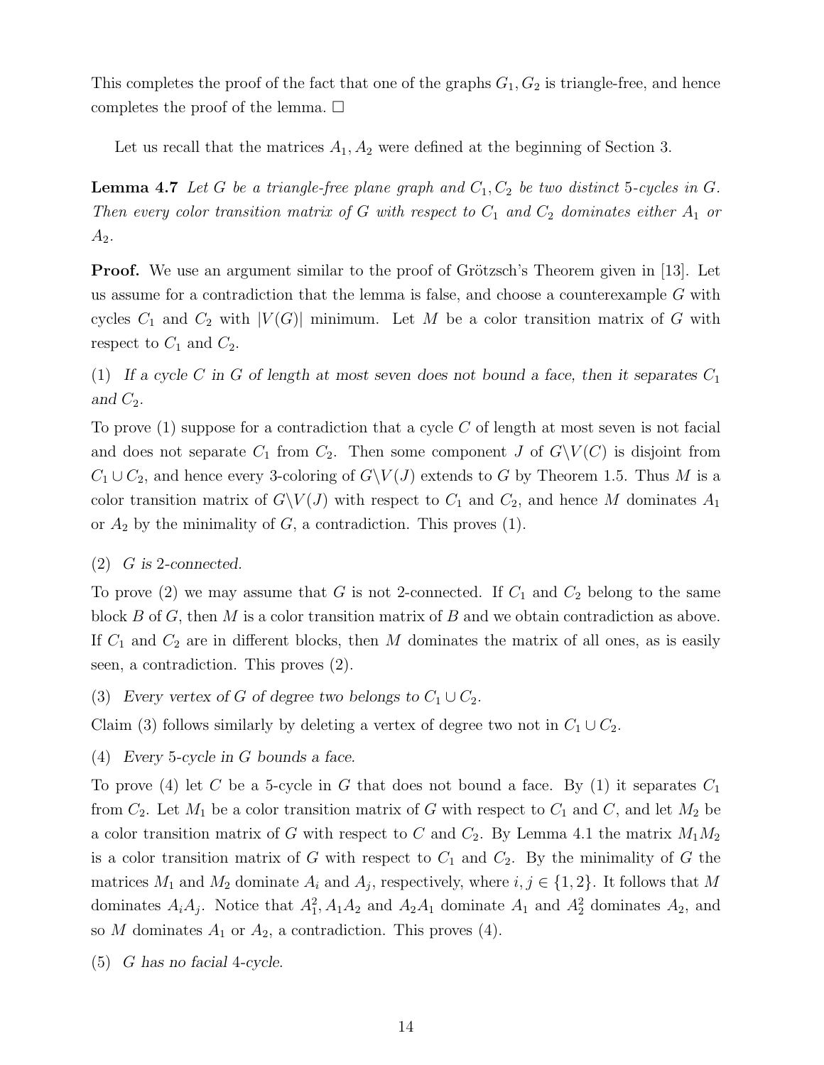This completes the proof of the fact that one of the graphs $G_1, G_2$ is triangle-free, and hence completes the proof of the lemma. □

Let us recall that the matrices $A_1, A_2$ were defined at the beginning of Section 3.

**Lemma 4.7** *Let $G$ be a triangle-free plane graph and $C_1, C_2$ be two distinct 5-cycles in $G$. Then every color transition matrix of $G$ with respect to $C_1$ and $C_2$ dominates either $A_1$ or $A_2$.*

**Proof.** We use an argument similar to the proof of Grötzsch's Theorem given in [13]. Let us assume for a contradiction that the lemma is false, and choose a counterexample $G$ with cycles $C_1$ and $C_2$ with $|V(G)|$ minimum. Let $M$ be a color transition matrix of $G$ with respect to $C_1$ and $C_2$.

(1) *If a cycle $C$ in $G$ of length at most seven does not bound a face, then it separates $C_1$ and $C_2$.*

To prove (1) suppose for a contradiction that a cycle $C$ of length at most seven is not facial and does not separate $C_1$ from $C_2$. Then some component $J$ of $G \backslash V(C)$ is disjoint from $C_1 \cup C_2$, and hence every 3-coloring of $G \backslash V(J)$ extends to $G$ by Theorem 1.5. Thus $M$ is a color transition matrix of $G \backslash V(J)$ with respect to $C_1$ and $C_2$, and hence $M$ dominates $A_1$ or $A_2$ by the minimality of $G$, a contradiction. This proves (1).

(2) *$G$ is 2-connected.*

To prove (2) we may assume that $G$ is not 2-connected. If $C_1$ and $C_2$ belong to the same block $B$ of $G$, then $M$ is a color transition matrix of $B$ and we obtain contradiction as above. If $C_1$ and $C_2$ are in different blocks, then $M$ dominates the matrix of all ones, as is easily seen, a contradiction. This proves (2).

(3) *Every vertex of $G$ of degree two belongs to $C_1 \cup C_2$.*

Claim (3) follows similarly by deleting a vertex of degree two not in $C_1 \cup C_2$.

(4) *Every 5-cycle in $G$ bounds a face.*

To prove (4) let $C$ be a 5-cycle in $G$ that does not bound a face. By (1) it separates $C_1$ from $C_2$. Let $M_1$ be a color transition matrix of $G$ with respect to $C_1$ and $C$, and let $M_2$ be a color transition matrix of $G$ with respect to $C$ and $C_2$. By Lemma 4.1 the matrix $M_1M_2$ is a color transition matrix of $G$ with respect to $C_1$ and $C_2$. By the minimality of $G$ the matrices $M_1$ and $M_2$ dominate $A_i$ and $A_j$, respectively, where $i, j \in \{1, 2\}$. It follows that $M$ dominates $A_iA_j$. Notice that $A_1^2, A_1A_2$ and $A_2A_1$ dominate $A_1$ and $A_2^2$ dominates $A_2$, and so $M$ dominates $A_1$ or $A_2$, a contradiction. This proves (4).

(5) *$G$ has no facial 4-cycle.*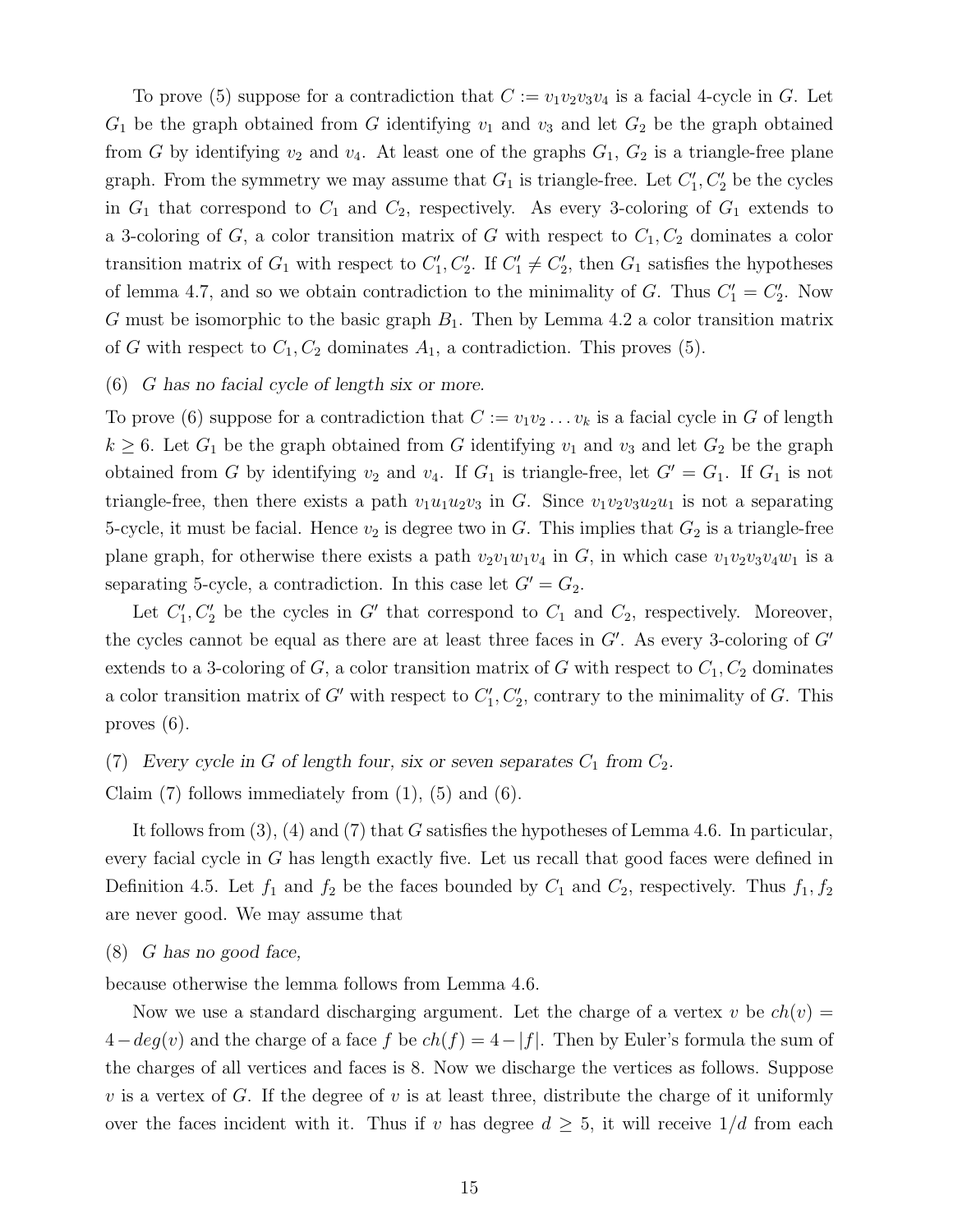To prove (5) suppose for a contradiction that $C := v_1v_2v_3v_4$ is a facial 4-cycle in $G$. Let $G_1$ be the graph obtained from $G$ identifying $v_1$ and $v_3$ and let $G_2$ be the graph obtained from $G$ by identifying $v_2$ and $v_4$. At least one of the graphs $G_1$, $G_2$ is a triangle-free plane graph. From the symmetry we may assume that $G_1$ is triangle-free. Let $C_1', C_2'$ be the cycles in $G_1$ that correspond to $C_1$ and $C_2$, respectively. As every 3-coloring of $G_1$ extends to a 3-coloring of $G$, a color transition matrix of $G$ with respect to $C_1, C_2$ dominates a color transition matrix of $G_1$ with respect to $C_1', C_2'$. If $C_1' \neq C_2'$, then $G_1$ satisfies the hypotheses of lemma 4.7, and so we obtain contradiction to the minimality of $G$. Thus $C_1' = C_2'$. Now $G$ must be isomorphic to the basic graph $B_1$. Then by Lemma 4.2 a color transition matrix of $G$ with respect to $C_1, C_2$ dominates $A_1$, a contradiction. This proves (5).

(6) *$G$ has no facial cycle of length six or more.*

To prove (6) suppose for a contradiction that $C := v_1v_2 \dots v_k$ is a facial cycle in $G$ of length $k \geq 6$. Let $G_1$ be the graph obtained from $G$ identifying $v_1$ and $v_3$ and let $G_2$ be the graph obtained from $G$ by identifying $v_2$ and $v_4$. If $G_1$ is triangle-free, let $G' = G_1$. If $G_1$ is not triangle-free, then there exists a path $v_1u_1u_2v_3$ in $G$. Since $v_1v_2v_3u_2u_1$ is not a separating 5-cycle, it must be facial. Hence $v_2$ is degree two in $G$. This implies that $G_2$ is a triangle-free plane graph, for otherwise there exists a path $v_2v_1w_1v_4$ in $G$, in which case $v_1v_2v_3v_4w_1$ is a separating 5-cycle, a contradiction. In this case let $G' = G_2$.

Let $C_1', C_2'$ be the cycles in $G'$ that correspond to $C_1$ and $C_2$, respectively. Moreover, the cycles cannot be equal as there are at least three faces in $G'$. As every 3-coloring of $G'$ extends to a 3-coloring of $G$, a color transition matrix of $G$ with respect to $C_1, C_2$ dominates a color transition matrix of $G'$ with respect to $C_1', C_2'$, contrary to the minimality of $G$. This proves (6).

(7) *Every cycle in $G$ of length four, six or seven separates $C_1$ from $C_2$.*

Claim (7) follows immediately from (1), (5) and (6).

It follows from (3), (4) and (7) that $G$ satisfies the hypotheses of Lemma 4.6. In particular, every facial cycle in $G$ has length exactly five. Let us recall that good faces were defined in Definition 4.5. Let $f_1$ and $f_2$ be the faces bounded by $C_1$ and $C_2$, respectively. Thus $f_1, f_2$ are never good. We may assume that

(8) *$G$ has no good face,*

because otherwise the lemma follows from Lemma 4.6.

Now we use a standard discharging argument. Let the charge of a vertex $v$ be $ch(v) = 4 - deg(v)$ and the charge of a face $f$ be $ch(f) = 4 - |f|$. Then by Euler's formula the sum of the charges of all vertices and faces is 8. Now we discharge the vertices as follows. Suppose $v$ is a vertex of $G$. If the degree of $v$ is at least three, distribute the charge of it uniformly over the faces incident with it. Thus if $v$ has degree $d \geq 5$, it will receive $1/d$ from each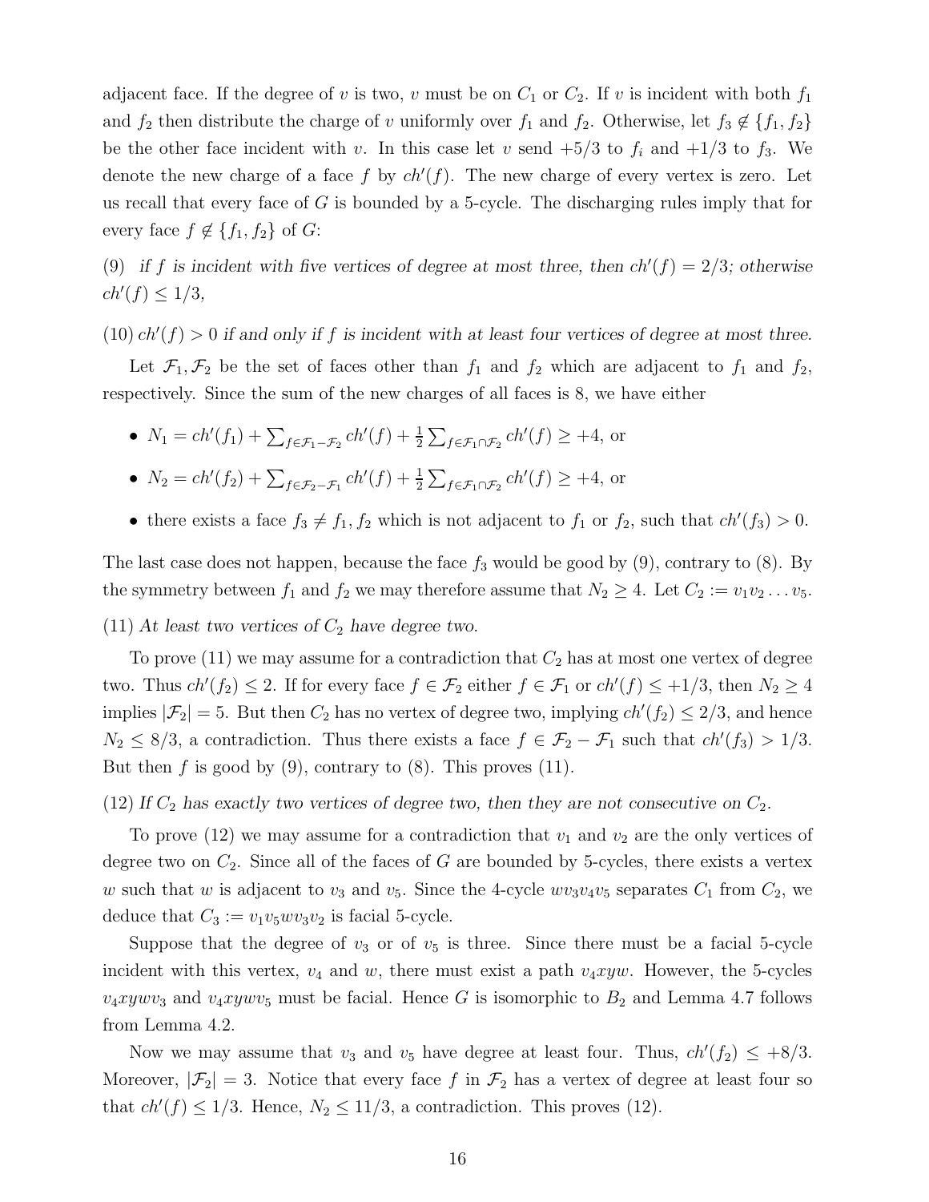adjacent face. If the degree of $v$ is two, $v$ must be on $C_1$ or $C_2$. If $v$ is incident with both $f_1$ and $f_2$ then distribute the charge of $v$ uniformly over $f_1$ and $f_2$. Otherwise, let $f_3 \notin \{f_1, f_2\}$ be the other face incident with $v$. In this case let $v$ send $+5/3$ to $f_i$ and $+1/3$ to $f_3$. We denote the new charge of a face $f$ by $ch'(f)$. The new charge of every vertex is zero. Let us recall that every face of $G$ is bounded by a 5-cycle. The discharging rules imply that for every face $f \notin \{f_1, f_2\}$ of $G$:

(9) *if $f$ is incident with five vertices of degree at most three, then $ch'(f) = 2/3$; otherwise $ch'(f) \leq 1/3$,*

(10) $ch'(f) > 0$ *if and only if $f$ is incident with at least four vertices of degree at most three.*

Let $\mathcal{F}_1, \mathcal{F}_2$ be the set of faces other than $f_1$ and $f_2$ which are adjacent to $f_1$ and $f_2$, respectively. Since the sum of the new charges of all faces is 8, we have either

- $N_1 = ch'(f_1) + \sum_{f \in \mathcal{F}_1 - \mathcal{F}_2} ch'(f) + \frac{1}{2} \sum_{f \in \mathcal{F}_1 \cap \mathcal{F}_2} ch'(f) \geq +4$, or
- $N_2 = ch'(f_2) + \sum_{f \in \mathcal{F}_2 - \mathcal{F}_1} ch'(f) + \frac{1}{2} \sum_{f \in \mathcal{F}_1 \cap \mathcal{F}_2} ch'(f) \geq +4$, or
- there exists a face $f_3 \neq f_1, f_2$ which is not adjacent to $f_1$ or $f_2$, such that $ch'(f_3) > 0$.

The last case does not happen, because the face $f_3$ would be good by (9), contrary to (8). By the symmetry between $f_1$ and $f_2$ we may therefore assume that $N_2 \geq 4$. Let $C_2 := v_1 v_2 \ldots v_5$.

(11) *At least two vertices of $C_2$ have degree two.*

To prove (11) we may assume for a contradiction that $C_2$ has at most one vertex of degree two. Thus $ch'(f_2) \leq 2$. If for every face $f \in \mathcal{F}_2$ either $f \in \mathcal{F}_1$ or $ch'(f) \leq +1/3$, then $N_2 \geq 4$ implies $|\mathcal{F}_2| = 5$. But then $C_2$ has no vertex of degree two, implying $ch'(f_2) \leq 2/3$, and hence $N_2 \leq 8/3$, a contradiction. Thus there exists a face $f \in \mathcal{F}_2 - \mathcal{F}_1$ such that $ch'(f_3) > 1/3$. But then $f$ is good by (9), contrary to (8). This proves (11).

(12) *If $C_2$ has exactly two vertices of degree two, then they are not consecutive on $C_2$.*

To prove (12) we may assume for a contradiction that $v_1$ and $v_2$ are the only vertices of degree two on $C_2$. Since all of the faces of $G$ are bounded by 5-cycles, there exists a vertex $w$ such that $w$ is adjacent to $v_3$ and $v_5$. Since the 4-cycle $wv_3v_4v_5$ separates $C_1$ from $C_2$, we deduce that $C_3 := v_1v_5wv_3v_2$ is facial 5-cycle.

Suppose that the degree of $v_3$ or of $v_5$ is three. Since there must be a facial 5-cycle incident with this vertex, $v_4$ and $w$, there must exist a path $v_4xyw$. However, the 5-cycles $v_4xywv_3$ and $v_4xywv_5$ must be facial. Hence $G$ is isomorphic to $B_2$ and Lemma 4.7 follows from Lemma 4.2.

Now we may assume that $v_3$ and $v_5$ have degree at least four. Thus, $ch'(f_2) \leq +8/3$. Moreover, $|\mathcal{F}_2| = 3$. Notice that every face $f$ in $\mathcal{F}_2$ has a vertex of degree at least four so that $ch'(f) \leq 1/3$. Hence, $N_2 \leq 11/3$, a contradiction. This proves (12).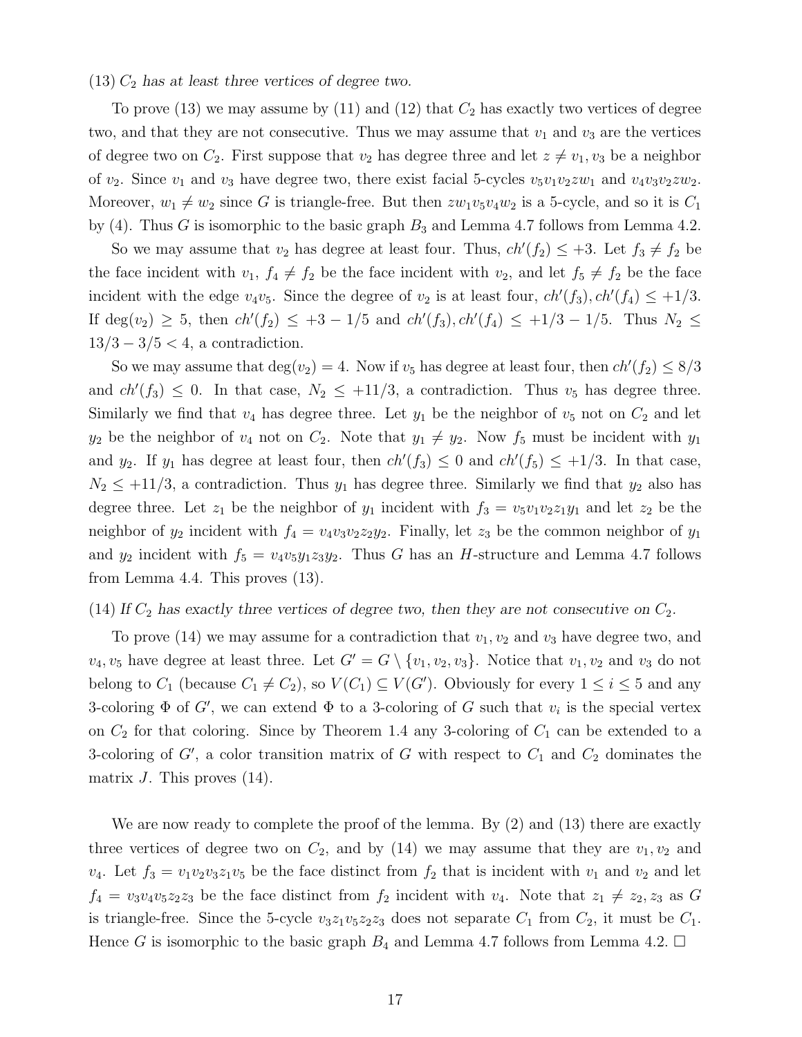(13) $C_2$ *has at least three vertices of degree two.*

To prove (13) we may assume by (11) and (12) that $C_2$ has exactly two vertices of degree two, and that they are not consecutive. Thus we may assume that $v_1$ and $v_3$ are the vertices of degree two on $C_2$. First suppose that $v_2$ has degree three and let $z \neq v_1, v_3$ be a neighbor of $v_2$. Since $v_1$ and $v_3$ have degree two, there exist facial 5-cycles $v_5v_1v_2zw_1$ and $v_4v_3v_2zw_2$. Moreover, $w_1 \neq w_2$ since $G$ is triangle-free. But then $zw_1v_5v_4w_2$ is a 5-cycle, and so it is $C_1$ by (4). Thus $G$ is isomorphic to the basic graph $B_3$ and Lemma 4.7 follows from Lemma 4.2.

So we may assume that $v_2$ has degree at least four. Thus, $ch'(f_2) \leq +3$. Let $f_3 \neq f_2$ be the face incident with $v_1$, $f_4 \neq f_2$ be the face incident with $v_2$, and let $f_5 \neq f_2$ be the face incident with the edge $v_4v_5$. Since the degree of $v_2$ is at least four, $ch'(f_3), ch'(f_4) \leq +1/3$. If $\deg(v_2) \geq 5$, then $ch'(f_2) \leq +3 - 1/5$ and $ch'(f_3), ch'(f_4) \leq +1/3 - 1/5$. Thus $N_2 \leq 13/3 - 3/5 < 4$, a contradiction.

So we may assume that $\deg(v_2) = 4$. Now if $v_5$ has degree at least four, then $ch'(f_2) \leq 8/3$ and $ch'(f_3) \leq 0$. In that case, $N_2 \leq +11/3$, a contradiction. Thus $v_5$ has degree three. Similarly we find that $v_4$ has degree three. Let $y_1$ be the neighbor of $v_5$ not on $C_2$ and let $y_2$ be the neighbor of $v_4$ not on $C_2$. Note that $y_1 \neq y_2$. Now $f_5$ must be incident with $y_1$ and $y_2$. If $y_1$ has degree at least four, then $ch'(f_3) \leq 0$ and $ch'(f_5) \leq +1/3$. In that case, $N_2 \leq +11/3$, a contradiction. Thus $y_1$ has degree three. Similarly we find that $y_2$ also has degree three. Let $z_1$ be the neighbor of $y_1$ incident with $f_3 = v_5v_1v_2z_1y_1$ and let $z_2$ be the neighbor of $y_2$ incident with $f_4 = v_4v_3v_2z_2y_2$. Finally, let $z_3$ be the common neighbor of $y_1$ and $y_2$ incident with $f_5 = v_4v_5y_1z_3y_2$. Thus $G$ has an $H$-structure and Lemma 4.7 follows from Lemma 4.4. This proves (13).

(14) *If* $C_2$ *has exactly three vertices of degree two, then they are not consecutive on* $C_2$*.*

To prove (14) we may assume for a contradiction that $v_1, v_2$ and $v_3$ have degree two, and $v_4, v_5$ have degree at least three. Let $G' = G \setminus \{v_1, v_2, v_3\}$. Notice that $v_1, v_2$ and $v_3$ do not belong to $C_1$ (because $C_1 \neq C_2$), so $V(C_1) \subseteq V(G')$. Obviously for every $1 \leq i \leq 5$ and any 3-coloring $\Phi$ of $G'$, we can extend $\Phi$ to a 3-coloring of $G$ such that $v_i$ is the special vertex on $C_2$ for that coloring. Since by Theorem 1.4 any 3-coloring of $C_1$ can be extended to a 3-coloring of $G'$, a color transition matrix of $G$ with respect to $C_1$ and $C_2$ dominates the matrix $J$. This proves (14).

We are now ready to complete the proof of the lemma. By (2) and (13) there are exactly three vertices of degree two on $C_2$, and by (14) we may assume that they are $v_1, v_2$ and $v_4$. Let $f_3 = v_1v_2v_3z_1v_5$ be the face distinct from $f_2$ that is incident with $v_1$ and $v_2$ and let $f_4 = v_3v_4v_5z_2z_3$ be the face distinct from $f_2$ incident with $v_4$. Note that $z_1 \neq z_2, z_3$ as $G$ is triangle-free. Since the 5-cycle $v_3z_1v_5z_2z_3$ does not separate $C_1$ from $C_2$, it must be $C_1$. Hence $G$ is isomorphic to the basic graph $B_4$ and Lemma 4.7 follows from Lemma 4.2. □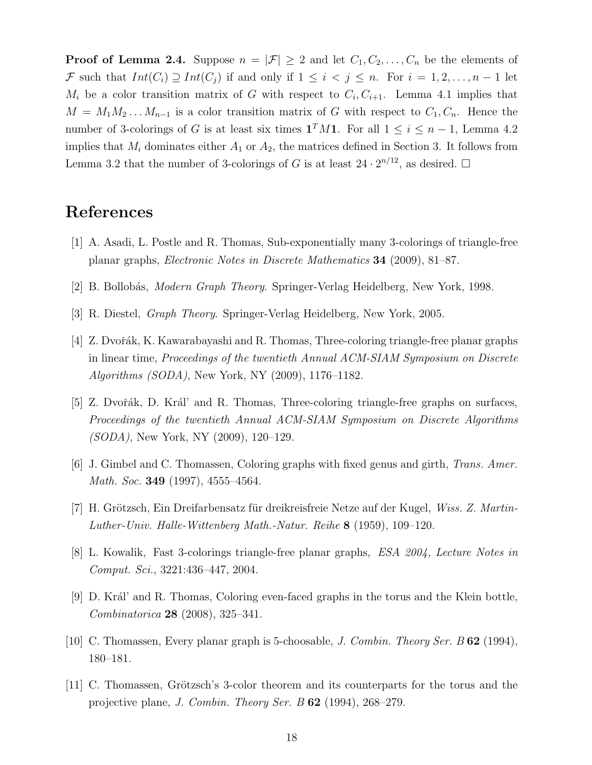**Proof of Lemma 2.4.** Suppose $n = |\mathcal{F}| \geq 2$ and let $C_1, C_2, \ldots, C_n$ be the elements of $\mathcal{F}$ such that $Int(C_i) \supseteq Int(C_j)$ if and only if $1 \leq i < j \leq n$. For $i = 1, 2, \ldots, n-1$ let $M_i$ be a color transition matrix of $G$ with respect to $C_i, C_{i+1}$. Lemma 4.1 implies that $M = M_1 M_2 \ldots M_{n-1}$ is a color transition matrix of $G$ with respect to $C_1, C_n$. Hence the number of 3-colorings of $G$ is at least six times $\mathbf{1}^T M \mathbf{1}$. For all $1 \leq i \leq n-1$, Lemma 4.2 implies that $M_i$ dominates either $A_1$ or $A_2$, the matrices defined in Section 3. It follows from Lemma 3.2 that the number of 3-colorings of $G$ is at least $24 \cdot 2^{n/12}$, as desired. $\square$

# References

[1] A. Asadi, L. Postle and R. Thomas, Sub-exponentially many 3-colorings of triangle-free planar graphs, *Electronic Notes in Discrete Mathematics* **34** (2009), 81–87.

[2] B. Bollobás, *Modern Graph Theory*. Springer-Verlag Heidelberg, New York, 1998.

[3] R. Diestel, *Graph Theory*. Springer-Verlag Heidelberg, New York, 2005.

[4] Z. Dvořák, K. Kawarabayashi and R. Thomas, Three-coloring triangle-free planar graphs in linear time, *Proceedings of the twentieth Annual ACM-SIAM Symposium on Discrete Algorithms (SODA)*, New York, NY (2009), 1176–1182.

[5] Z. Dvořák, D. Král' and R. Thomas, Three-coloring triangle-free graphs on surfaces, *Proceedings of the twentieth Annual ACM-SIAM Symposium on Discrete Algorithms (SODA)*, New York, NY (2009), 120–129.

[6] J. Gimbel and C. Thomassen, Coloring graphs with fixed genus and girth, *Trans. Amer. Math. Soc.* **349** (1997), 4555–4564.

[7] H. Grötzsch, Ein Dreifarbensatz für dreikreisfreie Netze auf der Kugel, *Wiss. Z. Martin-Luther-Univ. Halle-Wittenberg Math.-Natur. Reihe* **8** (1959), 109–120.

[8] L. Kowalik, Fast 3-colorings triangle-free planar graphs, *ESA 2004, Lecture Notes in Comput. Sci.*, 3221:436–447, 2004.

[9] D. Král' and R. Thomas, Coloring even-faced graphs in the torus and the Klein bottle, *Combinatorica* **28** (2008), 325–341.

[10] C. Thomassen, Every planar graph is 5-choosable, *J. Combin. Theory Ser. B* **62** (1994), 180–181.

[11] C. Thomassen, Grötzsch's 3-color theorem and its counterparts for the torus and the projective plane, *J. Combin. Theory Ser. B* **62** (1994), 268–279.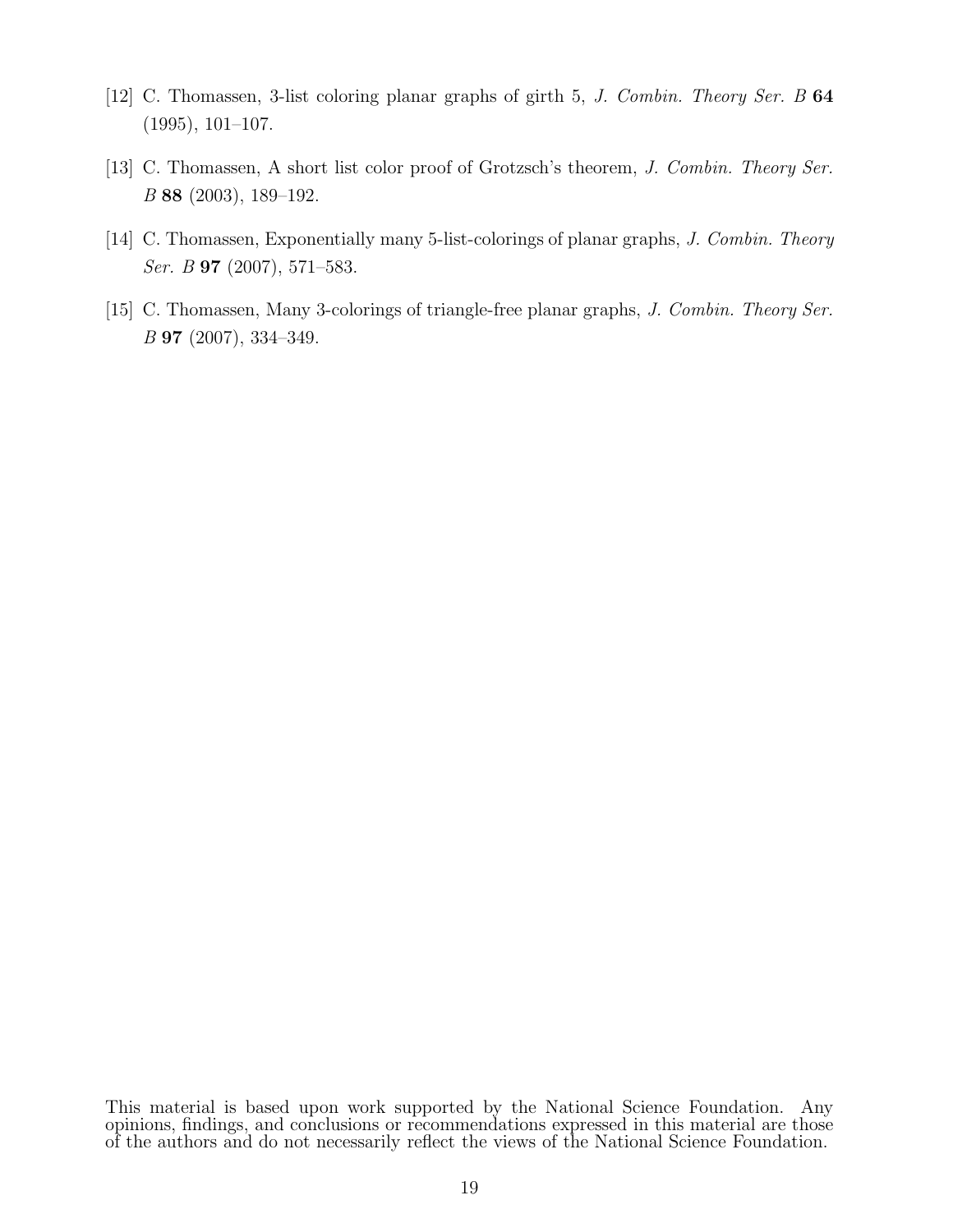[12] C. Thomassen, 3-list coloring planar graphs of girth 5, *J. Combin. Theory Ser. B* **64** (1995), 101–107.

[13] C. Thomassen, A short list color proof of Grotzsch's theorem, *J. Combin. Theory Ser. B* **88** (2003), 189–192.

[14] C. Thomassen, Exponentially many 5-list-colorings of planar graphs, *J. Combin. Theory Ser. B* **97** (2007), 571–583.

[15] C. Thomassen, Many 3-colorings of triangle-free planar graphs, *J. Combin. Theory Ser. B* **97** (2007), 334–349.

This material is based upon work supported by the National Science Foundation. Any opinions, findings, and conclusions or recommendations expressed in this material are those of the authors and do not necessarily reflect the views of the National Science Foundation.